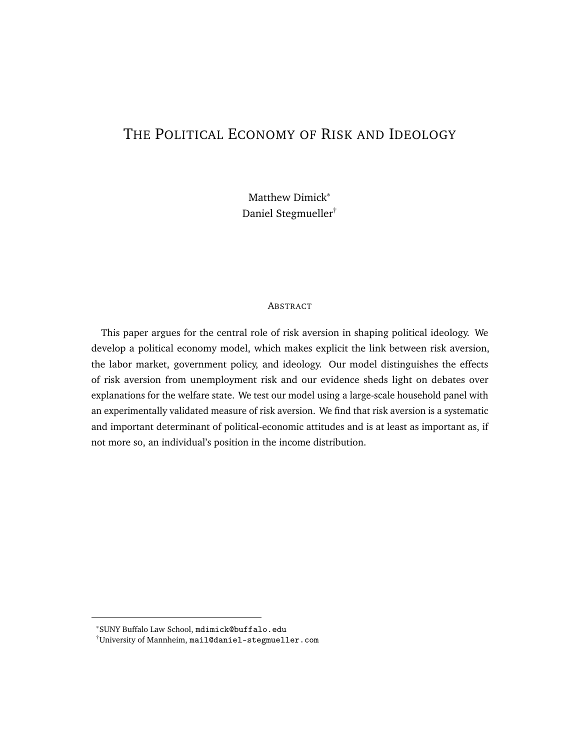# The Political Economy of Risk and Ideology

Matthew Dimick[*]
Daniel Stegmueller[†]

## Abstract

This paper argues for the central role of risk aversion in shaping political ideology. We develop a political economy model, which makes explicit the link between risk aversion, the labor market, government policy, and ideology. Our model distinguishes the effects of risk aversion from unemployment risk and our evidence sheds light on debates over explanations for the welfare state. We test our model using a large-scale household panel with an experimentally validated measure of risk aversion. We find that risk aversion is a systematic and important determinant of political-economic attitudes and is at least as important as, if not more so, an individual's position in the income distribution.

---

[*] SUNY Buffalo Law School, mdimick@buffalo.edu

[†] University of Mannheim, mail@daniel-stegmueller.com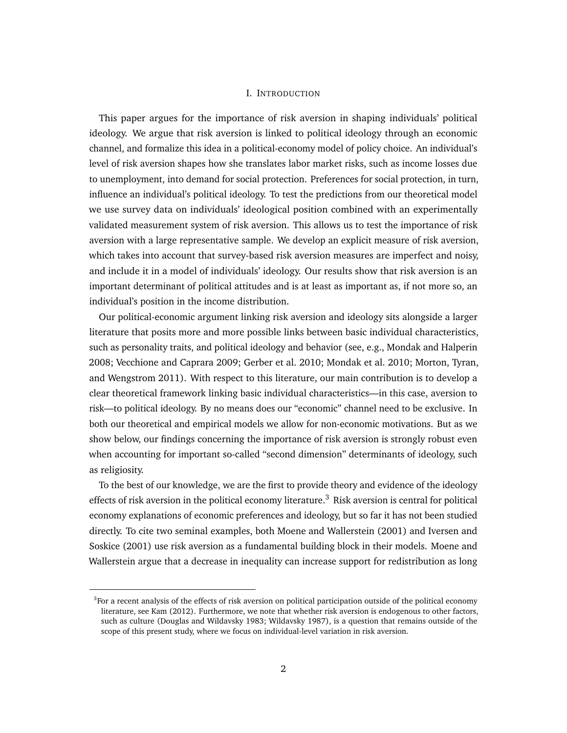## I. Introduction

This paper argues for the importance of risk aversion in shaping individuals' political ideology. We argue that risk aversion is linked to political ideology through an economic channel, and formalize this idea in a political-economy model of policy choice. An individual's level of risk aversion shapes how she translates labor market risks, such as income losses due to unemployment, into demand for social protection. Preferences for social protection, in turn, influence an individual's political ideology. To test the predictions from our theoretical model we use survey data on individuals' ideological position combined with an experimentally validated measurement system of risk aversion. This allows us to test the importance of risk aversion with a large representative sample. We develop an explicit measure of risk aversion, which takes into account that survey-based risk aversion measures are imperfect and noisy, and include it in a model of individuals' ideology. Our results show that risk aversion is an important determinant of political attitudes and is at least as important as, if not more so, an individual's position in the income distribution.

Our political-economic argument linking risk aversion and ideology sits alongside a larger literature that posits more and more possible links between basic individual characteristics, such as personality traits, and political ideology and behavior (see, e.g., Mondak and Halperin 2008; Vecchione and Caprara 2009; Gerber et al. 2010; Mondak et al. 2010; Morton, Tyran, and Wengstrom 2011). With respect to this literature, our main contribution is to develop a clear theoretical framework linking basic individual characteristics—in this case, aversion to risk—to political ideology. By no means does our "economic" channel need to be exclusive. In both our theoretical and empirical models we allow for non-economic motivations. But as we show below, our findings concerning the importance of risk aversion is strongly robust even when accounting for important so-called "second dimension" determinants of ideology, such as religiosity.

To the best of our knowledge, we are the first to provide theory and evidence of the ideology effects of risk aversion in the political economy literature.[3] Risk aversion is central for political economy explanations of economic preferences and ideology, but so far it has not been studied directly. To cite two seminal examples, both Moene and Wallerstein (2001) and Iversen and Soskice (2001) use risk aversion as a fundamental building block in their models. Moene and Wallerstein argue that a decrease in inequality can increase support for redistribution as long

[3]For a recent analysis of the effects of risk aversion on political participation outside of the political economy literature, see Kam (2012). Furthermore, we note that whether risk aversion is endogenous to other factors, such as culture (Douglas and Wildavsky 1983; Wildavsky 1987), is a question that remains outside of the scope of this present study, where we focus on individual-level variation in risk aversion.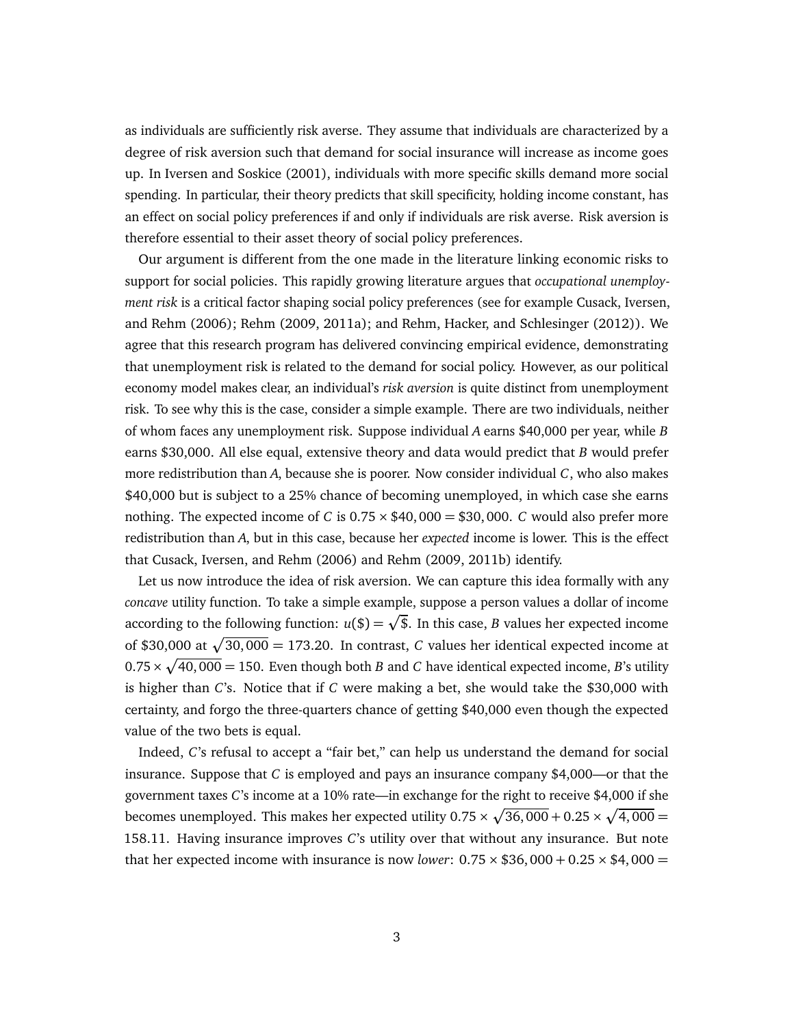as individuals are sufficiently risk averse. They assume that individuals are characterized by a degree of risk aversion such that demand for social insurance will increase as income goes up. In Iversen and Soskice (2001), individuals with more specific skills demand more social spending. In particular, their theory predicts that skill specificity, holding income constant, has an effect on social policy preferences if and only if individuals are risk averse. Risk aversion is therefore essential to their asset theory of social policy preferences.

Our argument is different from the one made in the literature linking economic risks to support for social policies. This rapidly growing literature argues that *occupational unemployment risk* is a critical factor shaping social policy preferences (see for example Cusack, Iversen, and Rehm (2006); Rehm (2009, 2011a); and Rehm, Hacker, and Schlesinger (2012)). We agree that this research program has delivered convincing empirical evidence, demonstrating that unemployment risk is related to the demand for social policy. However, as our political economy model makes clear, an individual's *risk aversion* is quite distinct from unemployment risk. To see why this is the case, consider a simple example. There are two individuals, neither of whom faces any unemployment risk. Suppose individual *A* earns \$40,000 per year, while *B* earns \$30,000. All else equal, extensive theory and data would predict that *B* would prefer more redistribution than *A*, because she is poorer. Now consider individual *C*, who also makes \$40,000 but is subject to a 25% chance of becoming unemployed, in which case she earns nothing. The expected income of *C* is $0.75 \times \$40,000 = \$30,000$. *C* would also prefer more redistribution than *A*, but in this case, because her *expected* income is lower. This is the effect that Cusack, Iversen, and Rehm (2006) and Rehm (2009, 2011b) identify.

Let us now introduce the idea of risk aversion. We can capture this idea formally with any *concave* utility function. To take a simple example, suppose a person values a dollar of income according to the following function: $u(\$) = \sqrt{\$}$. In this case, *B* values her expected income of \$30,000 at $\sqrt{30,000} = 173.20$. In contrast, *C* values her identical expected income at $0.75 \times \sqrt{40,000} = 150$. Even though both *B* and *C* have identical expected income, *B*'s utility is higher than *C*'s. Notice that if *C* were making a bet, she would take the \$30,000 with certainty, and forgo the three-quarters chance of getting \$40,000 even though the expected value of the two bets is equal.

Indeed, *C*'s refusal to accept a "fair bet," can help us understand the demand for social insurance. Suppose that *C* is employed and pays an insurance company \$4,000—or that the government taxes *C*'s income at a 10% rate—in exchange for the right to receive \$4,000 if she becomes unemployed. This makes her expected utility $0.75 \times \sqrt{36,000} + 0.25 \times \sqrt{4,000} = 158.11$. Having insurance improves *C*'s utility over that without any insurance. But note that her expected income with insurance is now *lower*: $0.75 \times \$36,000 + 0.25 \times \$4,000 =$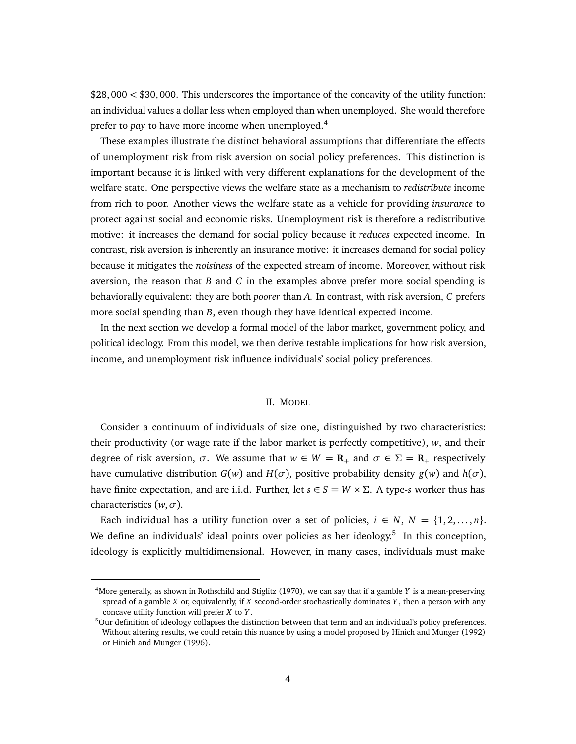$28,000 < $30,000. This underscores the importance of the concavity of the utility function: an individual values a dollar less when employed than when unemployed. She would therefore prefer to *pay* to have more income when unemployed.[4]

These examples illustrate the distinct behavioral assumptions that differentiate the effects of unemployment risk from risk aversion on social policy preferences. This distinction is important because it is linked with very different explanations for the development of the welfare state. One perspective views the welfare state as a mechanism to *redistribute* income from rich to poor. Another views the welfare state as a vehicle for providing *insurance* to protect against social and economic risks. Unemployment risk is therefore a redistributive motive: it increases the demand for social policy because it *reduces* expected income. In contrast, risk aversion is inherently an insurance motive: it increases demand for social policy because it mitigates the *noisiness* of the expected stream of income. Moreover, without risk aversion, the reason that $B$ and $C$ in the examples above prefer more social spending is behaviorally equivalent: they are both *poorer* than $A$. In contrast, with risk aversion, $C$ prefers more social spending than $B$, even though they have identical expected income.

In the next section we develop a formal model of the labor market, government policy, and political ideology. From this model, we then derive testable implications for how risk aversion, income, and unemployment risk influence individuals' social policy preferences.

## II. Model

Consider a continuum of individuals of size one, distinguished by two characteristics: their productivity (or wage rate if the labor market is perfectly competitive), $w$, and their degree of risk aversion, $\sigma$. We assume that $w \in W = \mathbf{R}_+$ and $\sigma \in \Sigma = \mathbf{R}_+$ respectively have cumulative distribution $G(w)$ and $H(\sigma)$, positive probability density $g(w)$ and $h(\sigma)$, have finite expectation, and are i.i.d. Further, let $s \in S = W \times \Sigma$. A type-$s$ worker thus has characteristics $(w, \sigma)$.

Each individual has a utility function over a set of policies, $i \in N$, $N = \{1, 2, \ldots, n\}$. We define an individuals' ideal points over policies as her ideology.[5] In this conception, ideology is explicitly multidimensional. However, in many cases, individuals must make

---

[4] More generally, as shown in Rothschild and Stiglitz (1970), we can say that if a gamble $Y$ is a mean-preserving spread of a gamble $X$ or, equivalently, if $X$ second-order stochastically dominates $Y$, then a person with any concave utility function will prefer $X$ to $Y$.

[5] Our definition of ideology collapses the distinction between that term and an individual's policy preferences. Without altering results, we could retain this nuance by using a model proposed by Hinich and Munger (1992) or Hinich and Munger (1996).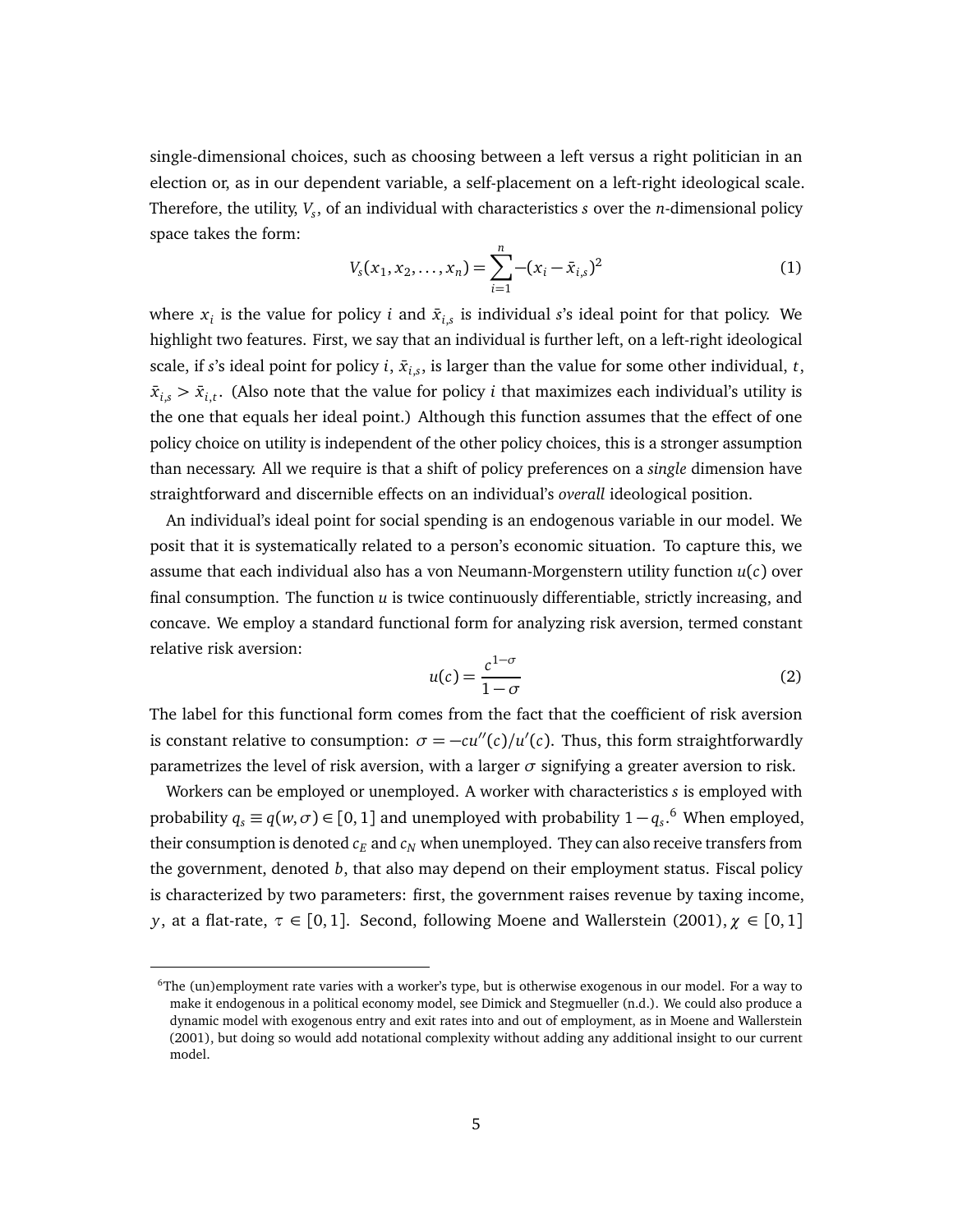single-dimensional choices, such as choosing between a left versus a right politician in an election or, as in our dependent variable, a self-placement on a left-right ideological scale. Therefore, the utility, $V_s$, of an individual with characteristics $s$ over the $n$-dimensional policy space takes the form:

$$V_s(x_1, x_2, \ldots, x_n) = \sum_{i=1}^{n} -(x_i - \bar{x}_{i,s})^2 \tag{1}$$

where $x_i$ is the value for policy $i$ and $\bar{x}_{i,s}$ is individual $s$'s ideal point for that policy. We highlight two features. First, we say that an individual is further left, on a left-right ideological scale, if $s$'s ideal point for policy $i$, $\bar{x}_{i,s}$, is larger than the value for some other individual, $t$, $\bar{x}_{i,s} > \bar{x}_{i,t}$. (Also note that the value for policy $i$ that maximizes each individual's utility is the one that equals her ideal point.) Although this function assumes that the effect of one policy choice on utility is independent of the other policy choices, this is a stronger assumption than necessary. All we require is that a shift of policy preferences on a *single* dimension have straightforward and discernible effects on an individual's *overall* ideological position.

An individual's ideal point for social spending is an endogenous variable in our model. We posit that it is systematically related to a person's economic situation. To capture this, we assume that each individual also has a von Neumann-Morgenstern utility function $u(c)$ over final consumption. The function $u$ is twice continuously differentiable, strictly increasing, and concave. We employ a standard functional form for analyzing risk aversion, termed constant relative risk aversion:

$$u(c) = \frac{c^{1-\sigma}}{1-\sigma} \tag{2}$$

The label for this functional form comes from the fact that the coefficient of risk aversion is constant relative to consumption: $\sigma = -cu''(c)/u'(c)$. Thus, this form straightforwardly parametrizes the level of risk aversion, with a larger $\sigma$ signifying a greater aversion to risk.

Workers can be employed or unemployed. A worker with characteristics $s$ is employed with probability $q_s \equiv q(w, \sigma) \in [0, 1]$ and unemployed with probability $1 - q_s$.[6] When employed, their consumption is denoted $c_E$ and $c_N$ when unemployed. They can also receive transfers from the government, denoted $b$, that also may depend on their employment status. Fiscal policy is characterized by two parameters: first, the government raises revenue by taxing income, $y$, at a flat-rate, $\tau \in [0, 1]$. Second, following Moene and Wallerstein (2001), $\chi \in [0, 1]$

[6] The (un)employment rate varies with a worker's type, but is otherwise exogenous in our model. For a way to make it endogenous in a political economy model, see Dimick and Stegmueller (n.d.). We could also produce a dynamic model with exogenous entry and exit rates into and out of employment, as in Moene and Wallerstein (2001), but doing so would add notational complexity without adding any additional insight to our current model.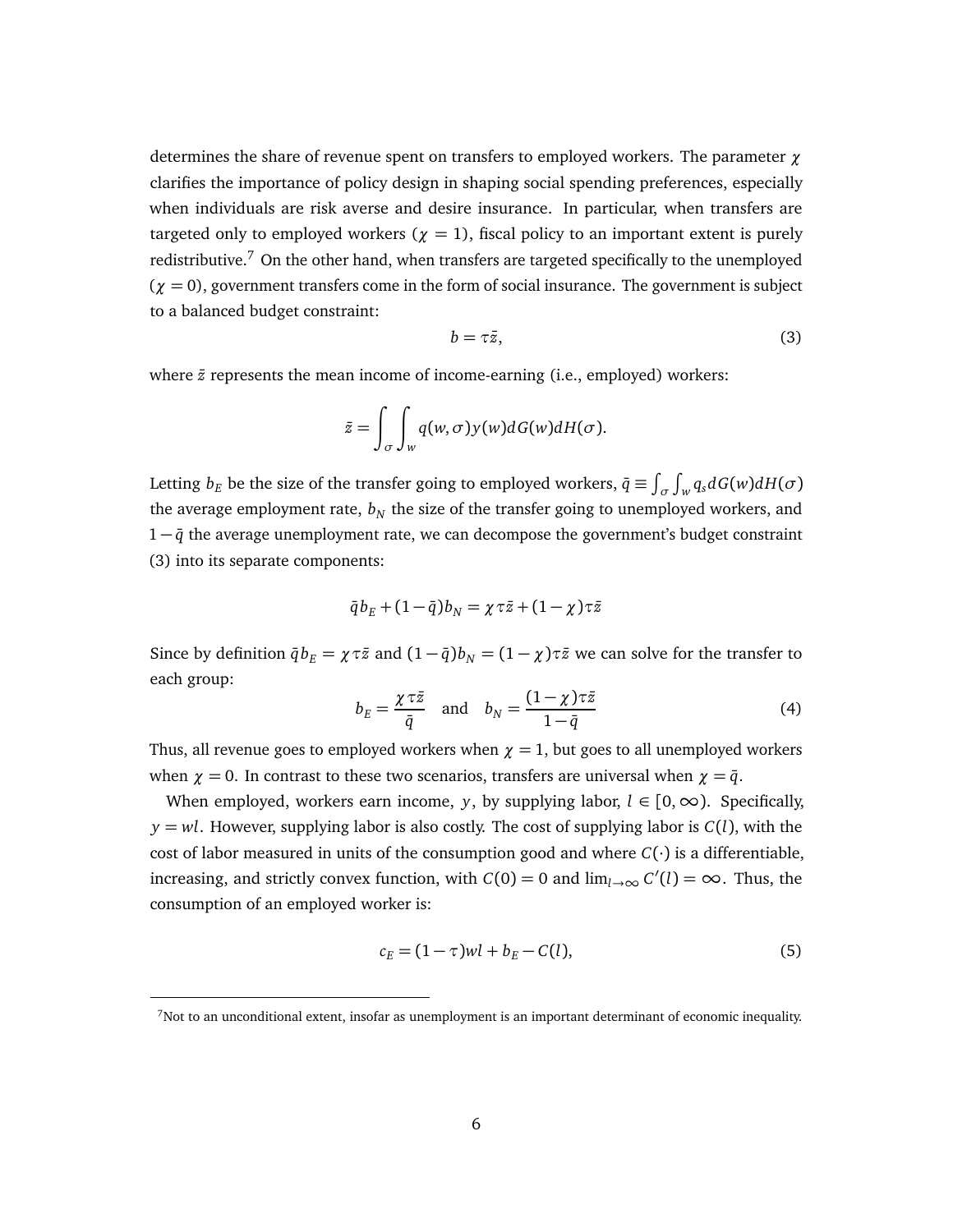determines the share of revenue spent on transfers to employed workers. The parameter $\chi$ clarifies the importance of policy design in shaping social spending preferences, especially when individuals are risk averse and desire insurance. In particular, when transfers are targeted only to employed workers ($\chi = 1$), fiscal policy to an important extent is purely redistributive.[7] On the other hand, when transfers are targeted specifically to the unemployed ($\chi = 0$), government transfers come in the form of social insurance. The government is subject to a balanced budget constraint:

$$b = \tau \bar{z}, \tag{3}$$

where $\bar{z}$ represents the mean income of income-earning (i.e., employed) workers:

$$\bar{z} = \int_{\sigma} \int_{w} q(w, \sigma) y(w) dG(w) dH(\sigma).$$

Letting $b_E$ be the size of the transfer going to employed workers, $\bar{q} \equiv \int_{\sigma} \int_{w} q_s dG(w) dH(\sigma)$ the average employment rate, $b_N$ the size of the transfer going to unemployed workers, and $1 - \bar{q}$ the average unemployment rate, we can decompose the government's budget constraint (3) into its separate components:

$$\bar{q} b_E + (1 - \bar{q}) b_N = \chi \tau \bar{z} + (1 - \chi) \tau \bar{z}$$

Since by definition $\bar{q} b_E = \chi \tau \bar{z}$ and $(1 - \bar{q}) b_N = (1 - \chi) \tau \bar{z}$ we can solve for the transfer to each group:

$$b_E = \frac{\chi \tau \bar{z}}{\bar{q}} \quad \text{and} \quad b_N = \frac{(1 - \chi) \tau \bar{z}}{1 - \bar{q}} \tag{4}$$

Thus, all revenue goes to employed workers when $\chi = 1$, but goes to all unemployed workers when $\chi = 0$. In contrast to these two scenarios, transfers are universal when $\chi = \bar{q}$.

When employed, workers earn income, $y$, by supplying labor, $l \in [0, \infty)$. Specifically, $y = wl$. However, supplying labor is also costly. The cost of supplying labor is $C(l)$, with the cost of labor measured in units of the consumption good and where $C(\cdot)$ is a differentiable, increasing, and strictly convex function, with $C(0) = 0$ and $\lim_{l \to \infty} C'(l) = \infty$. Thus, the consumption of an employed worker is:

$$c_E = (1 - \tau) wl + b_E - C(l), \tag{5}$$

---

[7] Not to an unconditional extent, insofar as unemployment is an important determinant of economic inequality.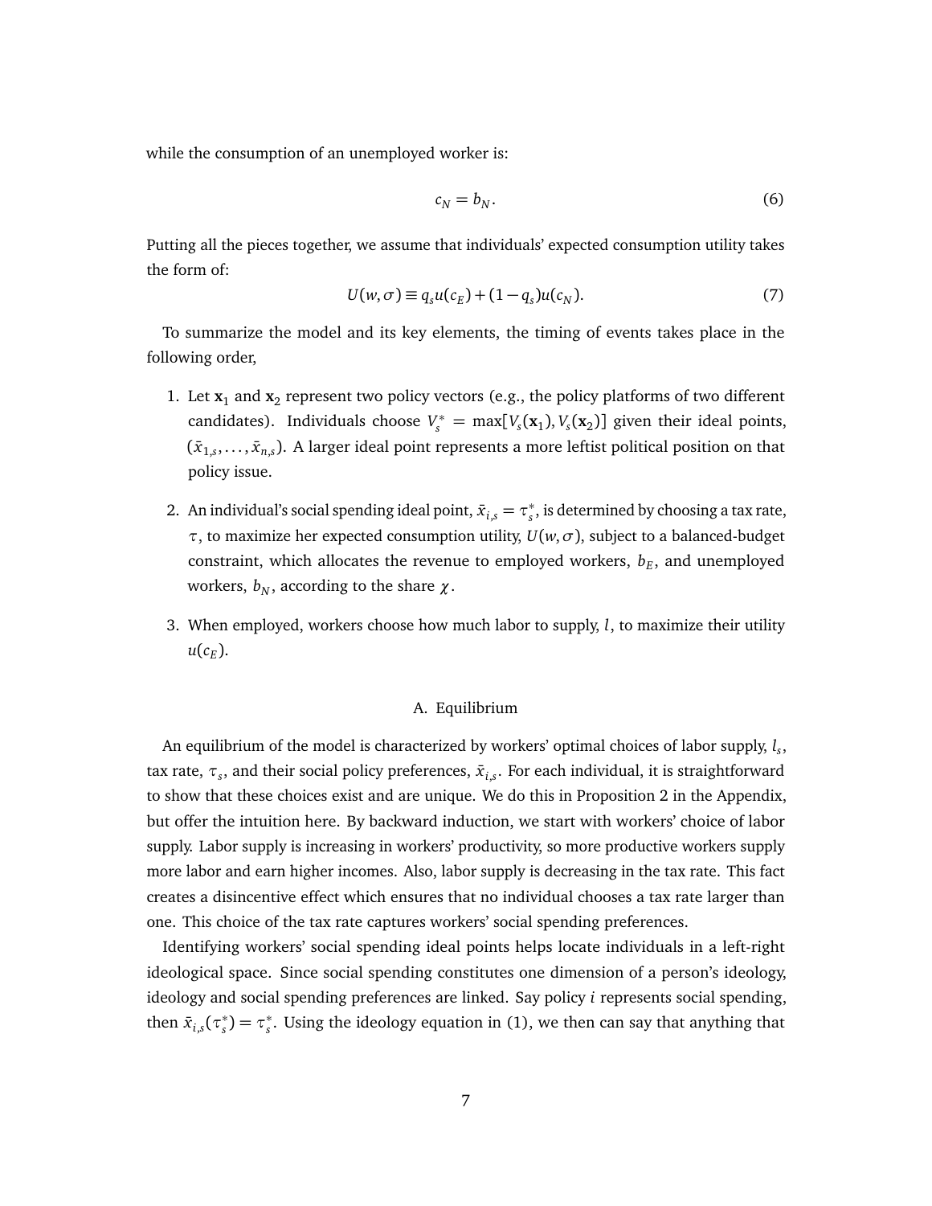while the consumption of an unemployed worker is:

$$c_N = b_N. \tag{6}$$

Putting all the pieces together, we assume that individuals' expected consumption utility takes the form of:

$$U(w, \sigma) \equiv q_s u(c_E) + (1 - q_s) u(c_N). \tag{7}$$

To summarize the model and its key elements, the timing of events takes place in the following order,

1. Let $\mathbf{x}_1$ and $\mathbf{x}_2$ represent two policy vectors (e.g., the policy platforms of two different candidates). Individuals choose $V_s^* = \max[V_s(\mathbf{x}_1), V_s(\mathbf{x}_2)]$ given their ideal points, $(\bar{x}_{1,s}, \ldots, \bar{x}_{n,s})$. A larger ideal point represents a more leftist political position on that policy issue.

2. An individual's social spending ideal point, $\bar{x}_{i,s} = \tau_s^*$, is determined by choosing a tax rate, $\tau$, to maximize her expected consumption utility, $U(w, \sigma)$, subject to a balanced-budget constraint, which allocates the revenue to employed workers, $b_E$, and unemployed workers, $b_N$, according to the share $\chi$.

3. When employed, workers choose how much labor to supply, $l$, to maximize their utility $u(c_E)$.

## A. Equilibrium

An equilibrium of the model is characterized by workers' optimal choices of labor supply, $l_s$, tax rate, $\tau_s$, and their social policy preferences, $\bar{x}_{i,s}$. For each individual, it is straightforward to show that these choices exist and are unique. We do this in Proposition 2 in the Appendix, but offer the intuition here. By backward induction, we start with workers' choice of labor supply. Labor supply is increasing in workers' productivity, so more productive workers supply more labor and earn higher incomes. Also, labor supply is decreasing in the tax rate. This fact creates a disincentive effect which ensures that no individual chooses a tax rate larger than one. This choice of the tax rate captures workers' social spending preferences.

Identifying workers' social spending ideal points helps locate individuals in a left-right ideological space. Since social spending constitutes one dimension of a person's ideology, ideology and social spending preferences are linked. Say policy $i$ represents social spending, then $\bar{x}_{i,s}(\tau_s^*) = \tau_s^*$. Using the ideology equation in (1), we then can say that anything that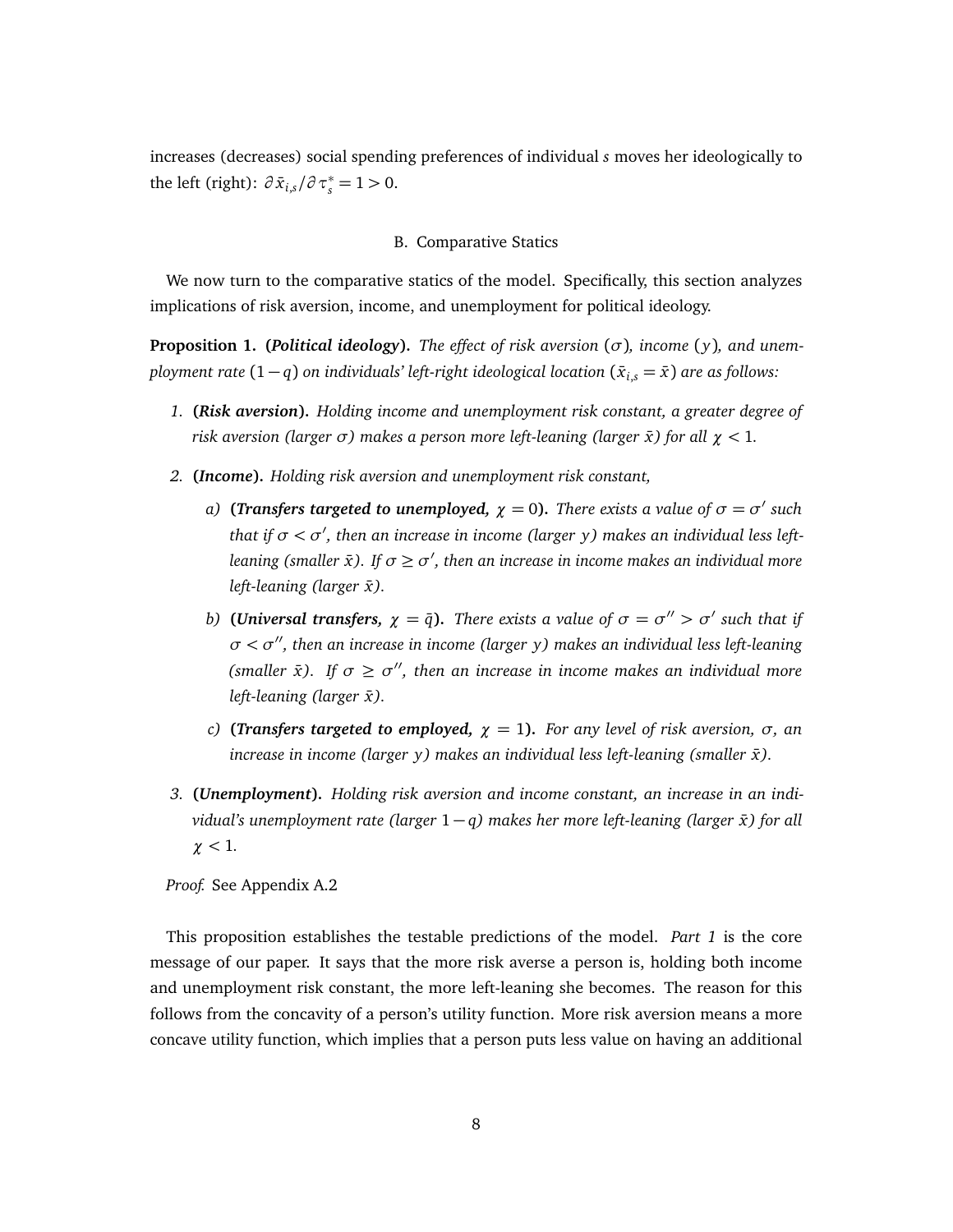increases (decreases) social spending preferences of individual $s$ moves her ideologically to the left (right): $\partial \bar{x}_{i,s}/\partial \tau_s^* = 1 > 0$.

### B. Comparative Statics

We now turn to the comparative statics of the model. Specifically, this section analyzes implications of risk aversion, income, and unemployment for political ideology.

**Proposition 1.** ***(Political ideology).*** *The effect of risk aversion* ($\sigma$)*, income* ($y$)*, and unemployment rate* ($1-q$) *on individuals' left-right ideological location* ($\bar{x}_{i,s} = \bar{x}$) *are as follows:*

1. ***(Risk aversion).*** *Holding income and unemployment risk constant, a greater degree of risk aversion (larger* $\sigma$*) makes a person more left-leaning (larger* $\bar{x}$*) for all* $\chi < 1$*.*
2. ***(Income).*** *Holding risk aversion and unemployment risk constant,*
   a) ***(Transfers targeted to unemployed,*** $\chi = 0$***).*** *There exists a value of* $\sigma = \sigma'$ *such that if* $\sigma < \sigma'$*, then an increase in income (larger* $y$*) makes an individual less left-leaning (smaller* $\bar{x}$*). If* $\sigma \geq \sigma'$*, then an increase in income makes an individual more left-leaning (larger* $\bar{x}$*).*
   b) ***(Universal transfers,*** $\chi = \bar{q}$***).*** *There exists a value of* $\sigma = \sigma'' > \sigma'$ *such that if* $\sigma < \sigma''$*, then an increase in income (larger* $y$*) makes an individual less left-leaning (smaller* $\bar{x}$*). If* $\sigma \geq \sigma''$*, then an increase in income makes an individual more left-leaning (larger* $\bar{x}$*).*
   c) ***(Transfers targeted to employed,*** $\chi = 1$***).*** *For any level of risk aversion,* $\sigma$*, an increase in income (larger* $y$*) makes an individual less left-leaning (smaller* $\bar{x}$*).*
3. ***(Unemployment).*** *Holding risk aversion and income constant, an increase in an individual's unemployment rate (larger* $1-q$*) makes her more left-leaning (larger* $\bar{x}$*) for all* $\chi < 1$*.*

*Proof.* See Appendix A.2

This proposition establishes the testable predictions of the model. *Part 1* is the core message of our paper. It says that the more risk averse a person is, holding both income and unemployment risk constant, the more left-leaning she becomes. The reason for this follows from the concavity of a person's utility function. More risk aversion means a more concave utility function, which implies that a person puts less value on having an additional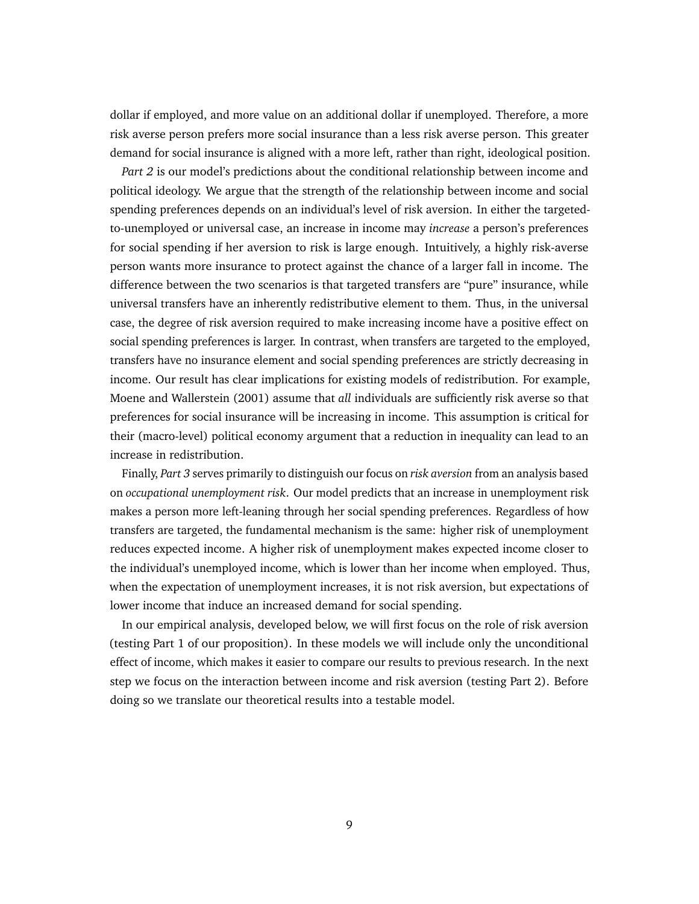dollar if employed, and more value on an additional dollar if unemployed. Therefore, a more risk averse person prefers more social insurance than a less risk averse person. This greater demand for social insurance is aligned with a more left, rather than right, ideological position.

*Part 2* is our model's predictions about the conditional relationship between income and political ideology. We argue that the strength of the relationship between income and social spending preferences depends on an individual's level of risk aversion. In either the targeted-to-unemployed or universal case, an increase in income may *increase* a person's preferences for social spending if her aversion to risk is large enough. Intuitively, a highly risk-averse person wants more insurance to protect against the chance of a larger fall in income. The difference between the two scenarios is that targeted transfers are "pure" insurance, while universal transfers have an inherently redistributive element to them. Thus, in the universal case, the degree of risk aversion required to make increasing income have a positive effect on social spending preferences is larger. In contrast, when transfers are targeted to the employed, transfers have no insurance element and social spending preferences are strictly decreasing in income. Our result has clear implications for existing models of redistribution. For example, Moene and Wallerstein (2001) assume that *all* individuals are sufficiently risk averse so that preferences for social insurance will be increasing in income. This assumption is critical for their (macro-level) political economy argument that a reduction in inequality can lead to an increase in redistribution.

Finally, *Part 3* serves primarily to distinguish our focus on *risk aversion* from an analysis based on *occupational unemployment risk*. Our model predicts that an increase in unemployment risk makes a person more left-leaning through her social spending preferences. Regardless of how transfers are targeted, the fundamental mechanism is the same: higher risk of unemployment reduces expected income. A higher risk of unemployment makes expected income closer to the individual's unemployed income, which is lower than her income when employed. Thus, when the expectation of unemployment increases, it is not risk aversion, but expectations of lower income that induce an increased demand for social spending.

In our empirical analysis, developed below, we will first focus on the role of risk aversion (testing Part 1 of our proposition). In these models we will include only the unconditional effect of income, which makes it easier to compare our results to previous research. In the next step we focus on the interaction between income and risk aversion (testing Part 2). Before doing so we translate our theoretical results into a testable model.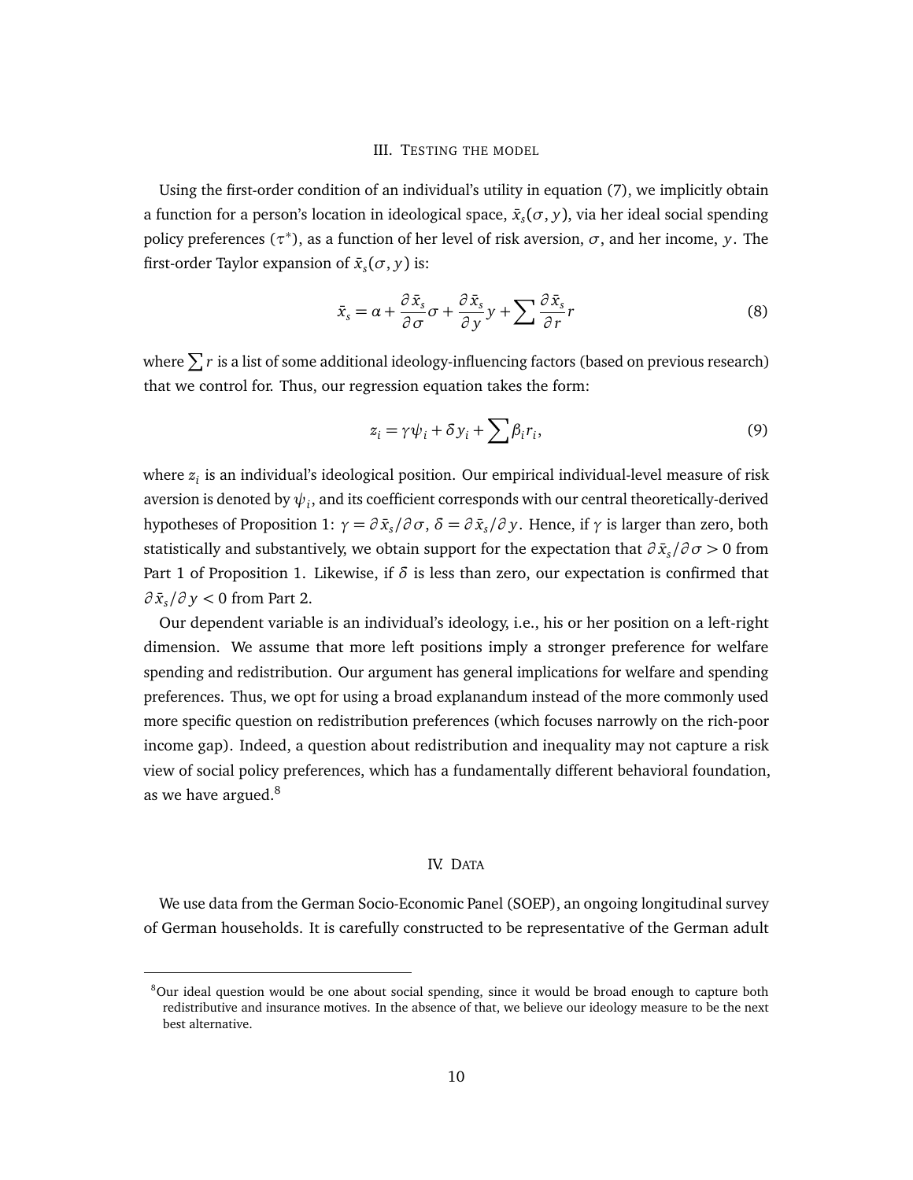## III. Testing the model

Using the first-order condition of an individual's utility in equation (7), we implicitly obtain a function for a person's location in ideological space, $\bar{x}_s(\sigma, y)$, via her ideal social spending policy preferences ($\tau^*$), as a function of her level of risk aversion, $\sigma$, and her income, $y$. The first-order Taylor expansion of $\bar{x}_s(\sigma, y)$ is:

$$\bar{x}_s = \alpha + \frac{\partial \bar{x}_s}{\partial \sigma}\sigma + \frac{\partial \bar{x}_s}{\partial y}y + \sum \frac{\partial \bar{x}_s}{\partial r}r \tag{8}$$

where $\sum r$ is a list of some additional ideology-influencing factors (based on previous research) that we control for. Thus, our regression equation takes the form:

$$z_i = \gamma \psi_i + \delta y_i + \sum \beta_i r_i, \tag{9}$$

where $z_i$ is an individual's ideological position. Our empirical individual-level measure of risk aversion is denoted by $\psi_i$, and its coefficient corresponds with our central theoretically-derived hypotheses of Proposition 1: $\gamma = \partial \bar{x}_s / \partial \sigma$, $\delta = \partial \bar{x}_s / \partial y$. Hence, if $\gamma$ is larger than zero, both statistically and substantively, we obtain support for the expectation that $\partial \bar{x}_s / \partial \sigma > 0$ from Part 1 of Proposition 1. Likewise, if $\delta$ is less than zero, our expectation is confirmed that $\partial \bar{x}_s / \partial y < 0$ from Part 2.

Our dependent variable is an individual's ideology, i.e., his or her position on a left-right dimension. We assume that more left positions imply a stronger preference for welfare spending and redistribution. Our argument has general implications for welfare and spending preferences. Thus, we opt for using a broad explanandum instead of the more commonly used more specific question on redistribution preferences (which focuses narrowly on the rich-poor income gap). Indeed, a question about redistribution and inequality may not capture a risk view of social policy preferences, which has a fundamentally different behavioral foundation, as we have argued.[8]

## IV. Data

We use data from the German Socio-Economic Panel (SOEP), an ongoing longitudinal survey of German households. It is carefully constructed to be representative of the German adult

[8] Our ideal question would be one about social spending, since it would be broad enough to capture both redistributive and insurance motives. In the absence of that, we believe our ideology measure to be the next best alternative.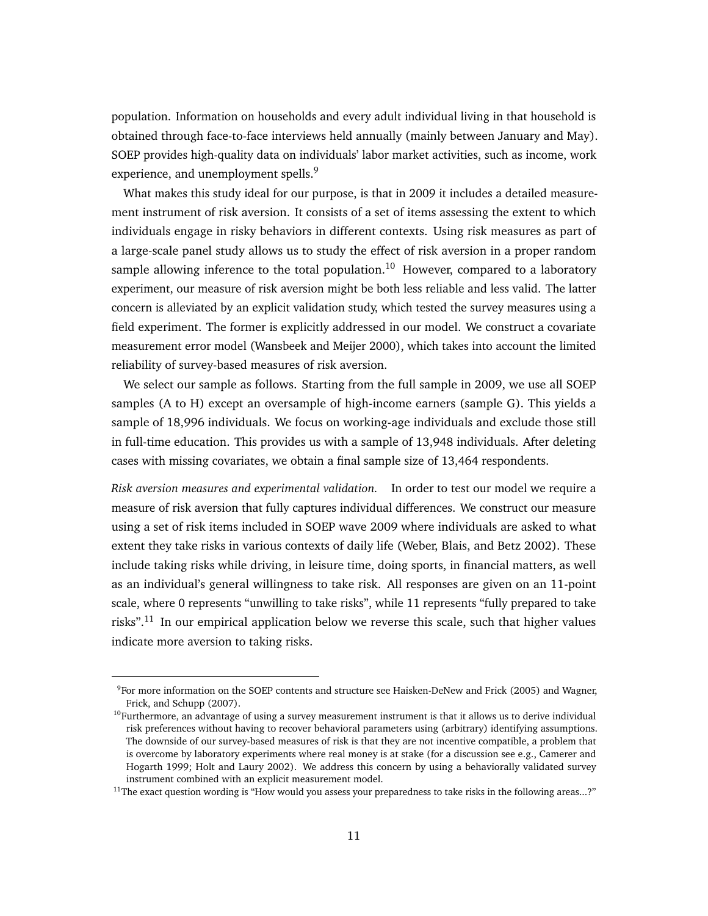population. Information on households and every adult individual living in that household is obtained through face-to-face interviews held annually (mainly between January and May). SOEP provides high-quality data on individuals' labor market activities, such as income, work experience, and unemployment spells.[9]

What makes this study ideal for our purpose, is that in 2009 it includes a detailed measurement instrument of risk aversion. It consists of a set of items assessing the extent to which individuals engage in risky behaviors in different contexts. Using risk measures as part of a large-scale panel study allows us to study the effect of risk aversion in a proper random sample allowing inference to the total population.[10] However, compared to a laboratory experiment, our measure of risk aversion might be both less reliable and less valid. The latter concern is alleviated by an explicit validation study, which tested the survey measures using a field experiment. The former is explicitly addressed in our model. We construct a covariate measurement error model (Wansbeek and Meijer 2000), which takes into account the limited reliability of survey-based measures of risk aversion.

We select our sample as follows. Starting from the full sample in 2009, we use all SOEP samples (A to H) except an oversample of high-income earners (sample G). This yields a sample of 18,996 individuals. We focus on working-age individuals and exclude those still in full-time education. This provides us with a sample of 13,948 individuals. After deleting cases with missing covariates, we obtain a final sample size of 13,464 respondents.

*Risk aversion measures and experimental validation.* In order to test our model we require a measure of risk aversion that fully captures individual differences. We construct our measure using a set of risk items included in SOEP wave 2009 where individuals are asked to what extent they take risks in various contexts of daily life (Weber, Blais, and Betz 2002). These include taking risks while driving, in leisure time, doing sports, in financial matters, as well as an individual's general willingness to take risk. All responses are given on an 11-point scale, where 0 represents "unwilling to take risks", while 11 represents "fully prepared to take risks".[11] In our empirical application below we reverse this scale, such that higher values indicate more aversion to taking risks.

---

[9] For more information on the SOEP contents and structure see Haisken-DeNew and Frick (2005) and Wagner, Frick, and Schupp (2007).

[10] Furthermore, an advantage of using a survey measurement instrument is that it allows us to derive individual risk preferences without having to recover behavioral parameters using (arbitrary) identifying assumptions. The downside of our survey-based measures of risk is that they are not incentive compatible, a problem that is overcome by laboratory experiments where real money is at stake (for a discussion see e.g., Camerer and Hogarth 1999; Holt and Laury 2002). We address this concern by using a behaviorally validated survey instrument combined with an explicit measurement model.

[11] The exact question wording is "How would you assess your preparedness to take risks in the following areas...?"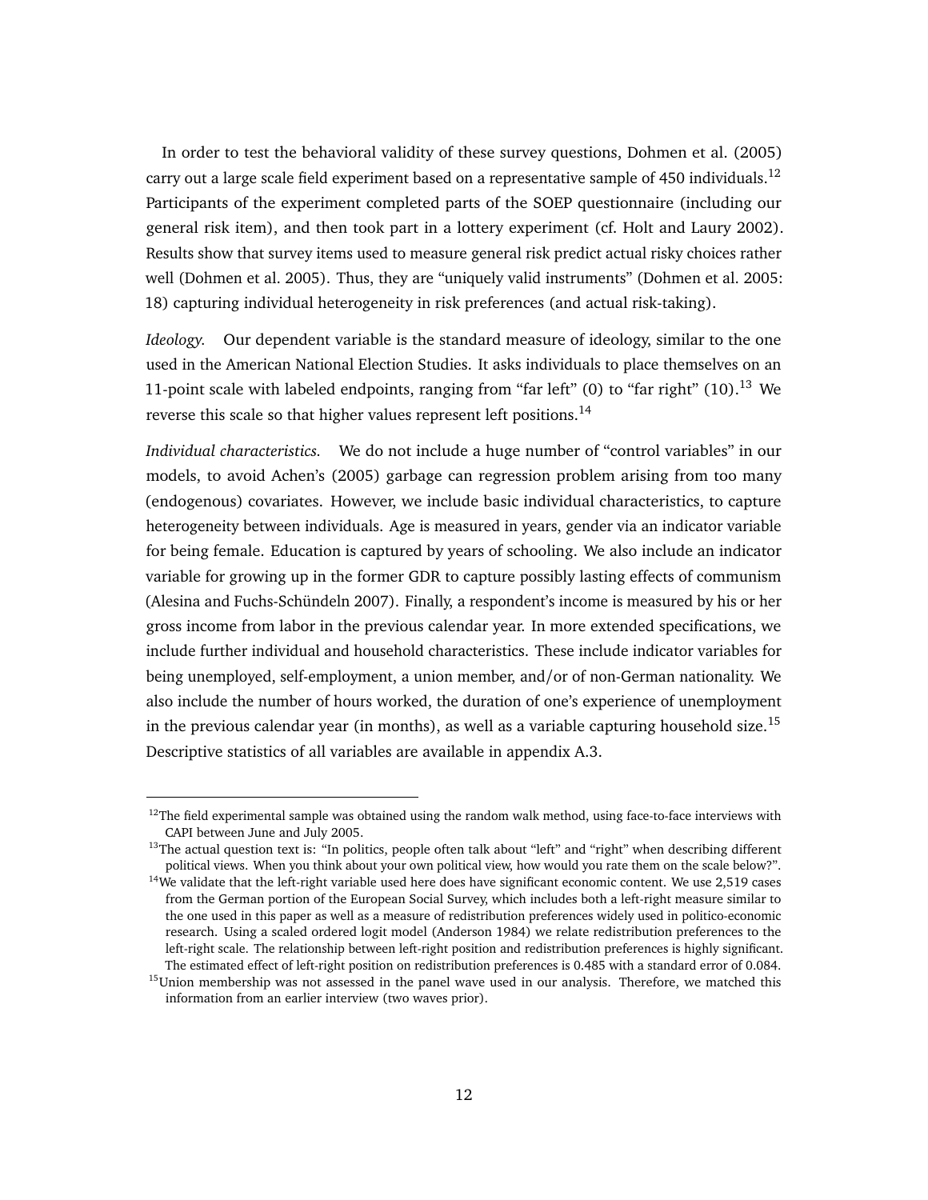In order to test the behavioral validity of these survey questions, Dohmen et al. (2005) carry out a large scale field experiment based on a representative sample of 450 individuals.[12] Participants of the experiment completed parts of the SOEP questionnaire (including our general risk item), and then took part in a lottery experiment (cf. Holt and Laury 2002). Results show that survey items used to measure general risk predict actual risky choices rather well (Dohmen et al. 2005). Thus, they are "uniquely valid instruments" (Dohmen et al. 2005: 18) capturing individual heterogeneity in risk preferences (and actual risk-taking).

*Ideology.* Our dependent variable is the standard measure of ideology, similar to the one used in the American National Election Studies. It asks individuals to place themselves on an 11-point scale with labeled endpoints, ranging from "far left" (0) to "far right" (10).[13] We reverse this scale so that higher values represent left positions.[14]

*Individual characteristics.* We do not include a huge number of "control variables" in our models, to avoid Achen's (2005) garbage can regression problem arising from too many (endogenous) covariates. However, we include basic individual characteristics, to capture heterogeneity between individuals. Age is measured in years, gender via an indicator variable for being female. Education is captured by years of schooling. We also include an indicator variable for growing up in the former GDR to capture possibly lasting effects of communism (Alesina and Fuchs-Schündeln 2007). Finally, a respondent's income is measured by his or her gross income from labor in the previous calendar year. In more extended specifications, we include further individual and household characteristics. These include indicator variables for being unemployed, self-employment, a union member, and/or of non-German nationality. We also include the number of hours worked, the duration of one's experience of unemployment in the previous calendar year (in months), as well as a variable capturing household size.[15] Descriptive statistics of all variables are available in appendix A.3.

---

[12] The field experimental sample was obtained using the random walk method, using face-to-face interviews with CAPI between June and July 2005.

[13] The actual question text is: "In politics, people often talk about "left" and "right" when describing different political views. When you think about your own political view, how would you rate them on the scale below?".

[14] We validate that the left-right variable used here does have significant economic content. We use 2,519 cases from the German portion of the European Social Survey, which includes both a left-right measure similar to the one used in this paper as well as a measure of redistribution preferences widely used in politico-economic research. Using a scaled ordered logit model (Anderson 1984) we relate redistribution preferences to the left-right scale. The relationship between left-right position and redistribution preferences is highly significant. The estimated effect of left-right position on redistribution preferences is 0.485 with a standard error of 0.084.

[15] Union membership was not assessed in the panel wave used in our analysis. Therefore, we matched this information from an earlier interview (two waves prior).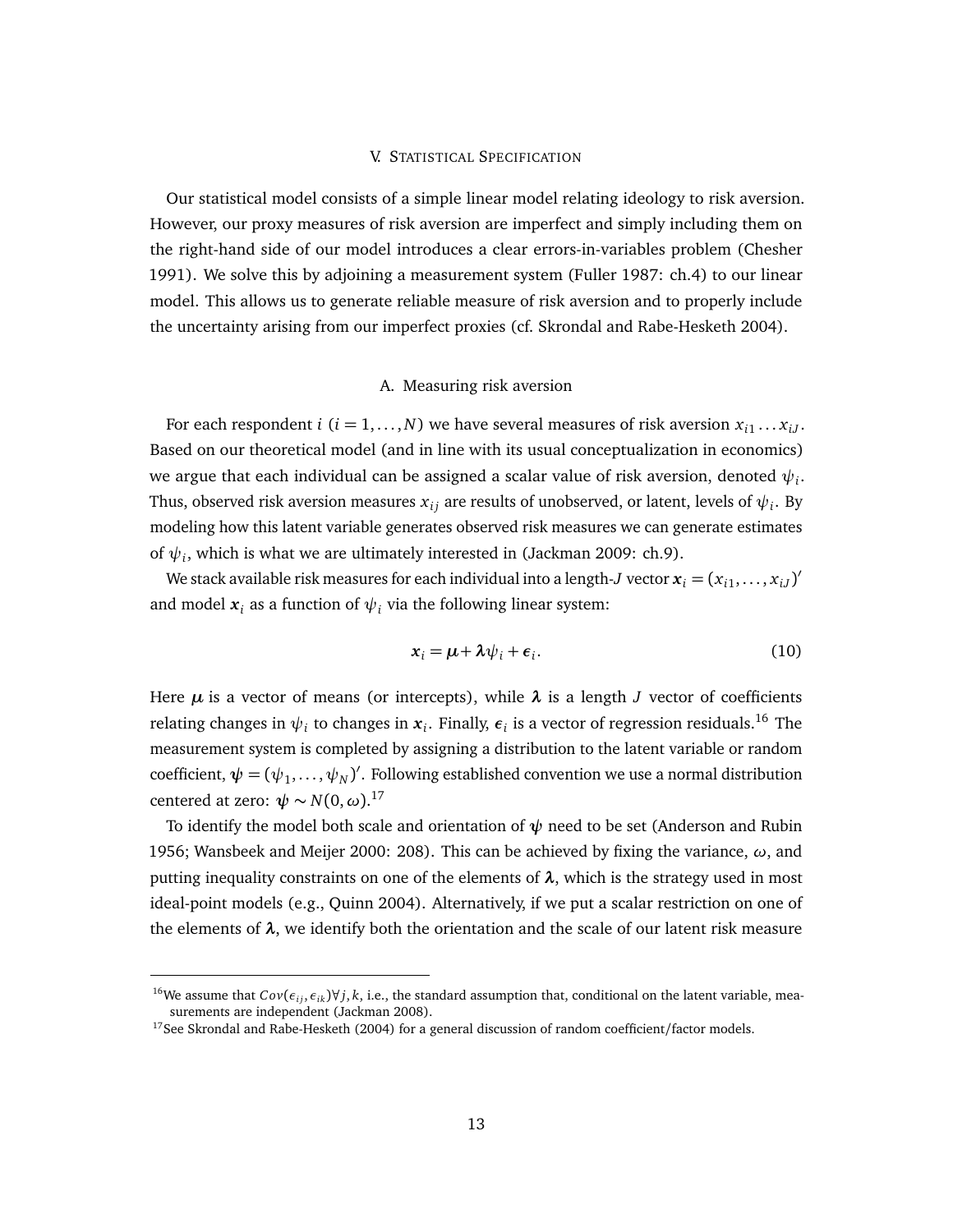## V. Statistical Specification

Our statistical model consists of a simple linear model relating ideology to risk aversion. However, our proxy measures of risk aversion are imperfect and simply including them on the right-hand side of our model introduces a clear errors-in-variables problem (Chesher 1991). We solve this by adjoining a measurement system (Fuller 1987: ch.4) to our linear model. This allows us to generate reliable measure of risk aversion and to properly include the uncertainty arising from our imperfect proxies (cf. Skrondal and Rabe-Hesketh 2004).

### A. Measuring risk aversion

For each respondent $i$ ($i = 1, \ldots, N$) we have several measures of risk aversion $x_{i1} \ldots x_{iJ}$. Based on our theoretical model (and in line with its usual conceptualization in economics) we argue that each individual can be assigned a scalar value of risk aversion, denoted $\psi_i$. Thus, observed risk aversion measures $x_{ij}$ are results of unobserved, or latent, levels of $\psi_i$. By modeling how this latent variable generates observed risk measures we can generate estimates of $\psi_i$, which is what we are ultimately interested in (Jackman 2009: ch.9).

We stack available risk measures for each individual into a length-$J$ vector $\boldsymbol{x}_i = (x_{i1}, \ldots, x_{iJ})'$ and model $\boldsymbol{x}_i$ as a function of $\psi_i$ via the following linear system:

$$\boldsymbol{x}_i = \boldsymbol{\mu} + \boldsymbol{\lambda}\psi_i + \boldsymbol{\epsilon}_i. \tag{10}$$

Here $\boldsymbol{\mu}$ is a vector of means (or intercepts), while $\boldsymbol{\lambda}$ is a length $J$ vector of coefficients relating changes in $\psi_i$ to changes in $\boldsymbol{x}_i$. Finally, $\boldsymbol{\epsilon}_i$ is a vector of regression residuals.[16] The measurement system is completed by assigning a distribution to the latent variable or random coefficient, $\boldsymbol{\psi} = (\psi_1, \ldots, \psi_N)'$. Following established convention we use a normal distribution centered at zero: $\boldsymbol{\psi} \sim N(0, \omega)$.[17]

To identify the model both scale and orientation of $\boldsymbol{\psi}$ need to be set (Anderson and Rubin 1956; Wansbeek and Meijer 2000: 208). This can be achieved by fixing the variance, $\omega$, and putting inequality constraints on one of the elements of $\boldsymbol{\lambda}$, which is the strategy used in most ideal-point models (e.g., Quinn 2004). Alternatively, if we put a scalar restriction on one of the elements of $\boldsymbol{\lambda}$, we identify both the orientation and the scale of our latent risk measure

[16] We assume that $Cov(\epsilon_{ij}, \epsilon_{ik}) \forall j, k$, i.e., the standard assumption that, conditional on the latent variable, measurements are independent (Jackman 2008).

[17] See Skrondal and Rabe-Hesketh (2004) for a general discussion of random coefficient/factor models.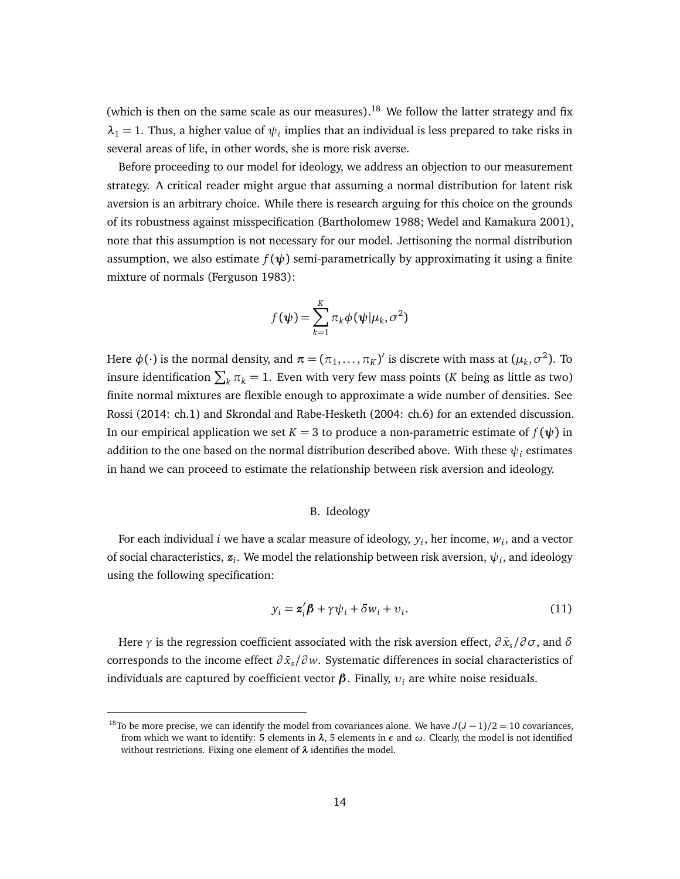(which is then on the same scale as our measures).[18] We follow the latter strategy and fix $\lambda_1 = 1$. Thus, a higher value of $\psi_i$ implies that an individual is less prepared to take risks in several areas of life, in other words, she is more risk averse.

Before proceeding to our model for ideology, we address an objection to our measurement strategy. A critical reader might argue that assuming a normal distribution for latent risk aversion is an arbitrary choice. While there is research arguing for this choice on the grounds of its robustness against misspecification (Bartholomew 1988; Wedel and Kamakura 2001), note that this assumption is not necessary for our model. Jettisoning the normal distribution assumption, we also estimate $f(\boldsymbol{\psi})$ semi-parametrically by approximating it using a finite mixture of normals (Ferguson 1983):

$$f(\boldsymbol{\psi}) = \sum_{k=1}^{K} \pi_k \phi(\boldsymbol{\psi}|\mu_k, \sigma^2)$$

Here $\phi(\cdot)$ is the normal density, and $\boldsymbol{\pi} = (\pi_1, \ldots, \pi_K)'$ is discrete with mass at $(\mu_k, \sigma^2)$. To insure identification $\sum_k \pi_k = 1$. Even with very few mass points ($K$ being as little as two) finite normal mixtures are flexible enough to approximate a wide number of densities. See Rossi (2014: ch.1) and Skrondal and Rabe-Hesketh (2004: ch.6) for an extended discussion. In our empirical application we set $K = 3$ to produce a non-parametric estimate of $f(\boldsymbol{\psi})$ in addition to the one based on the normal distribution described above. With these $\psi_i$ estimates in hand we can proceed to estimate the relationship between risk aversion and ideology.

## B. Ideology

For each individual $i$ we have a scalar measure of ideology, $y_i$, her income, $w_i$, and a vector of social characteristics, $\boldsymbol{z}_i$. We model the relationship between risk aversion, $\psi_i$, and ideology using the following specification:

$$y_i = \boldsymbol{z}_i'\boldsymbol{\beta} + \gamma\psi_i + \delta w_i + \upsilon_i. \tag{11}$$

Here $\gamma$ is the regression coefficient associated with the risk aversion effect, $\partial \bar{x}_s / \partial \sigma$, and $\delta$ corresponds to the income effect $\partial \bar{x}_s / \partial w$. Systematic differences in social characteristics of individuals are captured by coefficient vector $\boldsymbol{\beta}$. Finally, $\upsilon_i$ are white noise residuals.

---

[18] To be more precise, we can identify the model from covariances alone. We have $J(J-1)/2 = 10$ covariances, from which we want to identify: 5 elements in $\boldsymbol{\lambda}$, 5 elements in $\boldsymbol{\epsilon}$ and $\omega$. Clearly, the model is not identified without restrictions. Fixing one element of $\boldsymbol{\lambda}$ identifies the model.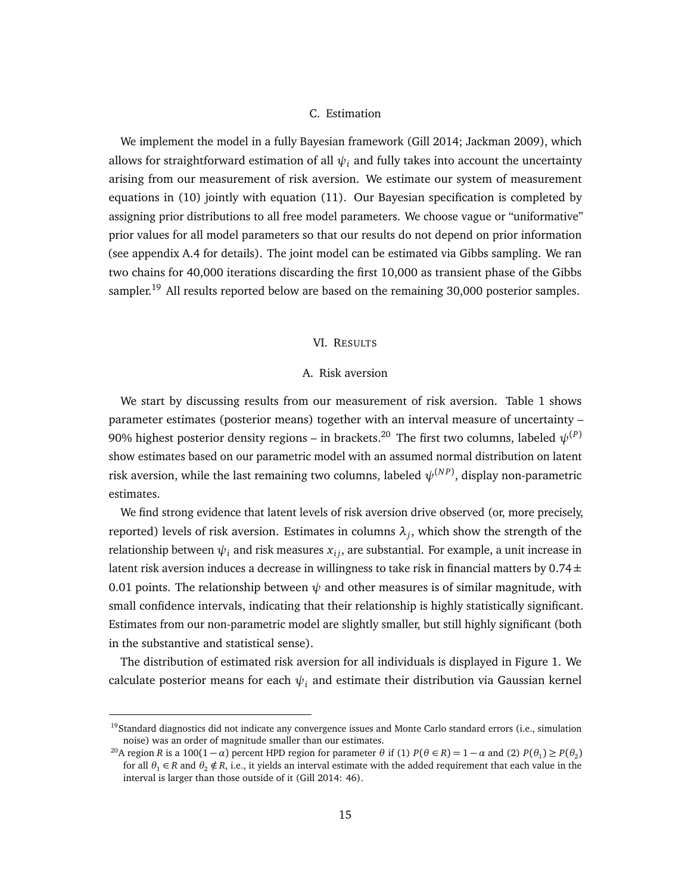### C. Estimation

We implement the model in a fully Bayesian framework (Gill 2014; Jackman 2009), which allows for straightforward estimation of all $\psi_i$ and fully takes into account the uncertainty arising from our measurement of risk aversion. We estimate our system of measurement equations in (10) jointly with equation (11). Our Bayesian specification is completed by assigning prior distributions to all free model parameters. We choose vague or "uformative" prior values for all model parameters so that our results do not depend on prior information (see appendix A.4 for details). The joint model can be estimated via Gibbs sampling. We ran two chains for 40,000 iterations discarding the first 10,000 as transient phase of the Gibbs sampler.[19] All results reported below are based on the remaining 30,000 posterior samples.

## VI. Results

### A. Risk aversion

We start by discussing results from our measurement of risk aversion. Table 1 shows parameter estimates (posterior means) together with an interval measure of uncertainty – 90% highest posterior density regions – in brackets.[20] The first two columns, labeled $\psi^{(P)}$ show estimates based on our parametric model with an assumed normal distribution on latent risk aversion, while the last remaining two columns, labeled $\psi^{(NP)}$, display non-parametric estimates.

We find strong evidence that latent levels of risk aversion drive observed (or, more precisely, reported) levels of risk aversion. Estimates in columns $\lambda_j$, which show the strength of the relationship between $\psi_i$ and risk measures $x_{ij}$, are substantial. For example, a unit increase in latent risk aversion induces a decrease in willingness to take risk in financial matters by $0.74 \pm 0.01$ points. The relationship between $\psi$ and other measures is of similar magnitude, with small confidence intervals, indicating that their relationship is highly statistically significant. Estimates from our non-parametric model are slightly smaller, but still highly significant (both in the substantive and statistical sense).

The distribution of estimated risk aversion for all individuals is displayed in Figure 1. We calculate posterior means for each $\psi_i$ and estimate their distribution via Gaussian kernel

[19] Standard diagnostics did not indicate any convergence issues and Monte Carlo standard errors (i.e., simulation noise) was an order of magnitude smaller than our estimates.

[20] A region $R$ is a $100(1-\alpha)$ percent HPD region for parameter $\theta$ if (1) $P(\theta \in R) = 1 - \alpha$ and (2) $P(\theta_1) \geq P(\theta_2)$ for all $\theta_1 \in R$ and $\theta_2 \notin R$, i.e., it yields an interval estimate with the added requirement that each value in the interval is larger than those outside of it (Gill 2014: 46).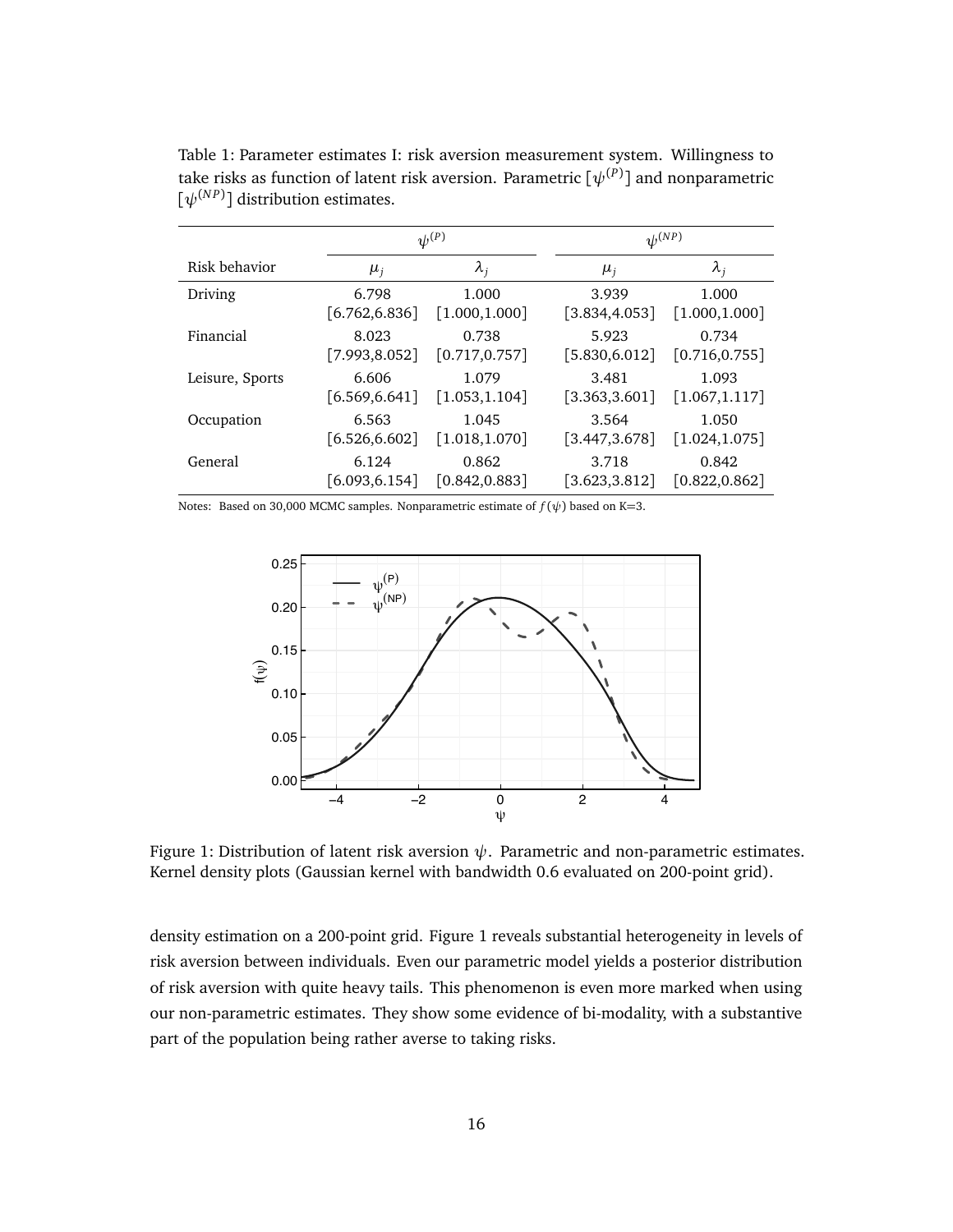Table 1: Parameter estimates I: risk aversion measurement system. Willingness to take risks as function of latent risk aversion. Parametric [$\psi^{(P)}$] and nonparametric [$\psi^{(NP)}$] distribution estimates.

| | $\psi^{(P)}$ | | $\psi^{(NP)}$ | |
|---|---|---|---|---|
| Risk behavior | $\mu_j$ | $\lambda_j$ | $\mu_j$ | $\lambda_j$ |
| Driving | 6.798 | 1.000 | 3.939 | 1.000 |
| | [6.762,6.836] | [1.000,1.000] | [3.834,4.053] | [1.000,1.000] |
| Financial | 8.023 | 0.738 | 5.923 | 0.734 |
| | [7.993,8.052] | [0.717,0.757] | [5.830,6.012] | [0.716,0.755] |
| Leisure, Sports | 6.606 | 1.079 | 3.481 | 1.093 |
| | [6.569,6.641] | [1.053,1.104] | [3.363,3.601] | [1.067,1.117] |
| Occupation | 6.563 | 1.045 | 3.564 | 1.050 |
| | [6.526,6.602] | [1.018,1.070] | [3.447,3.678] | [1.024,1.075] |
| General | 6.124 | 0.862 | 3.718 | 0.842 |
| | [6.093,6.154] | [0.842,0.883] | [3.623,3.812] | [0.822,0.862] |

Notes: Based on 30,000 MCMC samples. Nonparametric estimate of $f(\psi)$ based on K=3.

0.25
0.20
0.15
0.10
0.05
0.00
f(ψ)
ψ(P)
ψ(NP)
–4
–2
0
2
4
ψ

Figure 1: Distribution of latent risk aversion $\psi$. Parametric and non-parametric estimates. Kernel density plots (Gaussian kernel with bandwidth 0.6 evaluated on 200-point grid).

density estimation on a 200-point grid. Figure 1 reveals substantial heterogeneity in levels of risk aversion between individuals. Even our parametric model yields a posterior distribution of risk aversion with quite heavy tails. This phenomenon is even more marked when using our non-parametric estimates. They show some evidence of bi-modality, with a substantive part of the population being rather averse to taking risks.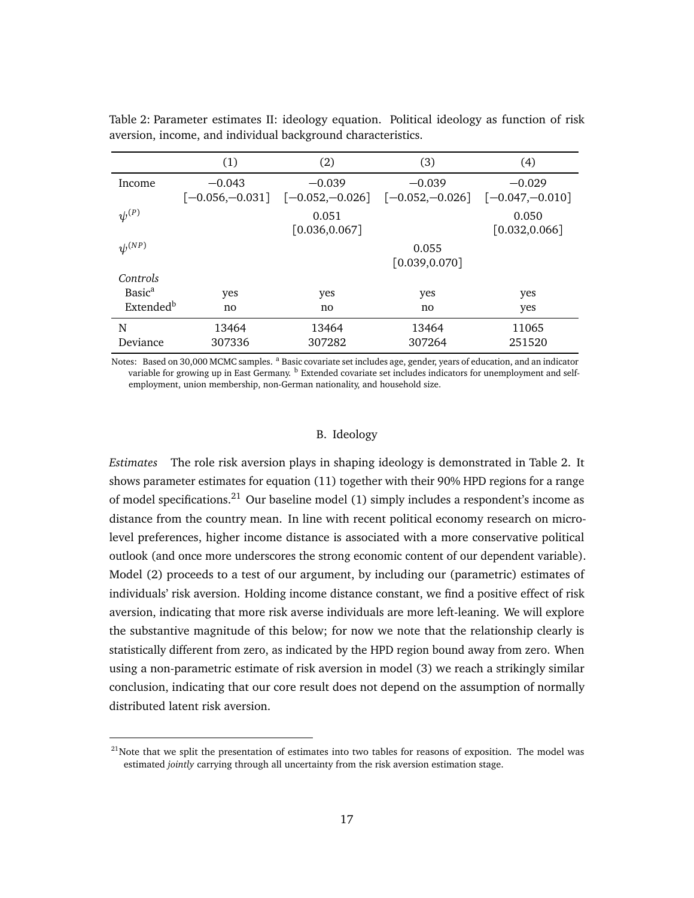Table 2: Parameter estimates II: ideology equation. Political ideology as function of risk aversion, income, and individual background characteristics.

| | (1) | (2) | (3) | (4) |
|---|---|---|---|---|
| Income | −0.043 | −0.039 | −0.039 | −0.029 |
| | [−0.056,−0.031] | [−0.052,−0.026] | [−0.052,−0.026] | [−0.047,−0.010] |
| $\psi^{(P)}$ | | 0.051 | | 0.050 |
| | | [0.036,0.067] | | [0.032,0.066] |
| $\psi^{(NP)}$ | | | 0.055 | |
| | | | [0.039,0.070] | |
| *Controls* | | | | |
| Basic[a] | yes | yes | yes | yes |
| Extended[b] | no | no | no | yes |
| N | 13464 | 13464 | 13464 | 11065 |
| Deviance | 307336 | 307282 | 307264 | 251520 |

Notes: Based on 30,000 MCMC samples. [a] Basic covariate set includes age, gender, years of education, and an indicator variable for growing up in East Germany. [b] Extended covariate set includes indicators for unemployment and self-employment, union membership, non-German nationality, and household size.

## B. Ideology

*Estimates* The role risk aversion plays in shaping ideology is demonstrated in Table 2. It shows parameter estimates for equation (11) together with their 90% HPD regions for a range of model specifications.[21] Our baseline model (1) simply includes a respondent's income as distance from the country mean. In line with recent political economy research on micro-level preferences, higher income distance is associated with a more conservative political outlook (and once more underscores the strong economic content of our dependent variable). Model (2) proceeds to a test of our argument, by including our (parametric) estimates of individuals' risk aversion. Holding income distance constant, we find a positive effect of risk aversion, indicating that more risk averse individuals are more left-leaning. We will explore the substantive magnitude of this below; for now we note that the relationship clearly is statistically different from zero, as indicated by the HPD region bound away from zero. When using a non-parametric estimate of risk aversion in model (3) we reach a strikingly similar conclusion, indicating that our core result does not depend on the assumption of normally distributed latent risk aversion.

[21] Note that we split the presentation of estimates into two tables for reasons of exposition. The model was estimated *jointly* carrying through all uncertainty from the risk aversion estimation stage.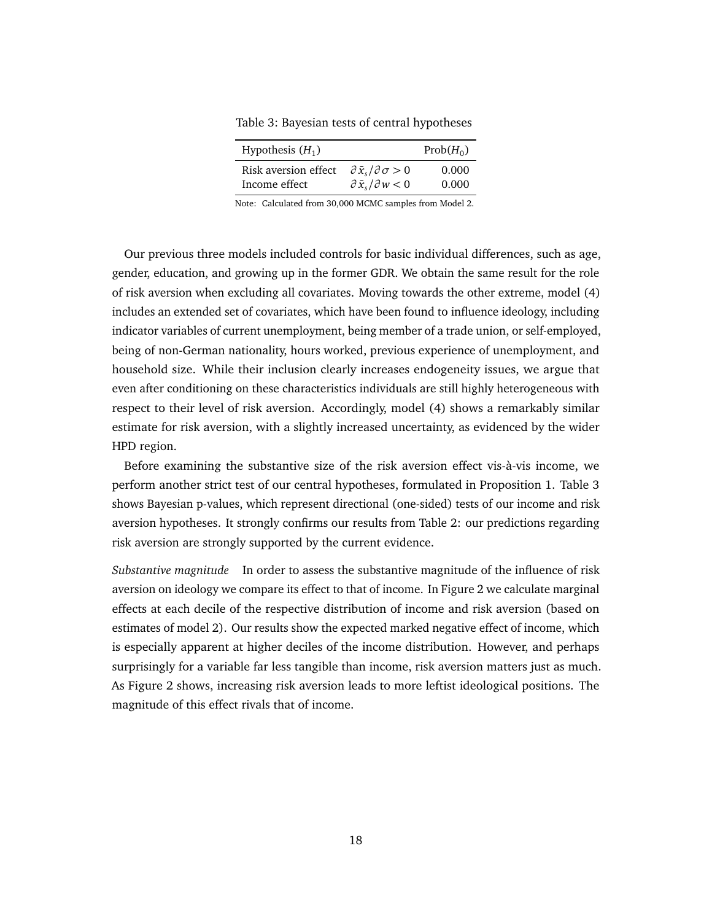Table 3: Bayesian tests of central hypotheses

| Hypothesis ($H_1$) | | Prob($H_0$) |
| --- | --- | --- |
| Risk aversion effect | $\partial \bar{x}_s / \partial \sigma > 0$ | 0.000 |
| Income effect | $\partial \bar{x}_s / \partial w < 0$ | 0.000 |

Note: Calculated from 30,000 MCMC samples from Model 2.

Our previous three models included controls for basic individual differences, such as age, gender, education, and growing up in the former GDR. We obtain the same result for the role of risk aversion when excluding all covariates. Moving towards the other extreme, model (4) includes an extended set of covariates, which have been found to influence ideology, including indicator variables of current unemployment, being member of a trade union, or self-employed, being of non-German nationality, hours worked, previous experience of unemployment, and household size. While their inclusion clearly increases endogeneity issues, we argue that even after conditioning on these characteristics individuals are still highly heterogeneous with respect to their level of risk aversion. Accordingly, model (4) shows a remarkably similar estimate for risk aversion, with a slightly increased uncertainty, as evidenced by the wider HPD region.

Before examining the substantive size of the risk aversion effect vis-à-vis income, we perform another strict test of our central hypotheses, formulated in Proposition 1. Table 3 shows Bayesian p-values, which represent directional (one-sided) tests of our income and risk aversion hypotheses. It strongly confirms our results from Table 2: our predictions regarding risk aversion are strongly supported by the current evidence.

*Substantive magnitude* In order to assess the substantive magnitude of the influence of risk aversion on ideology we compare its effect to that of income. In Figure 2 we calculate marginal effects at each decile of the respective distribution of income and risk aversion (based on estimates of model 2). Our results show the expected marked negative effect of income, which is especially apparent at higher deciles of the income distribution. However, and perhaps surprisingly for a variable far less tangible than income, risk aversion matters just as much. As Figure 2 shows, increasing risk aversion leads to more leftist ideological positions. The magnitude of this effect rivals that of income.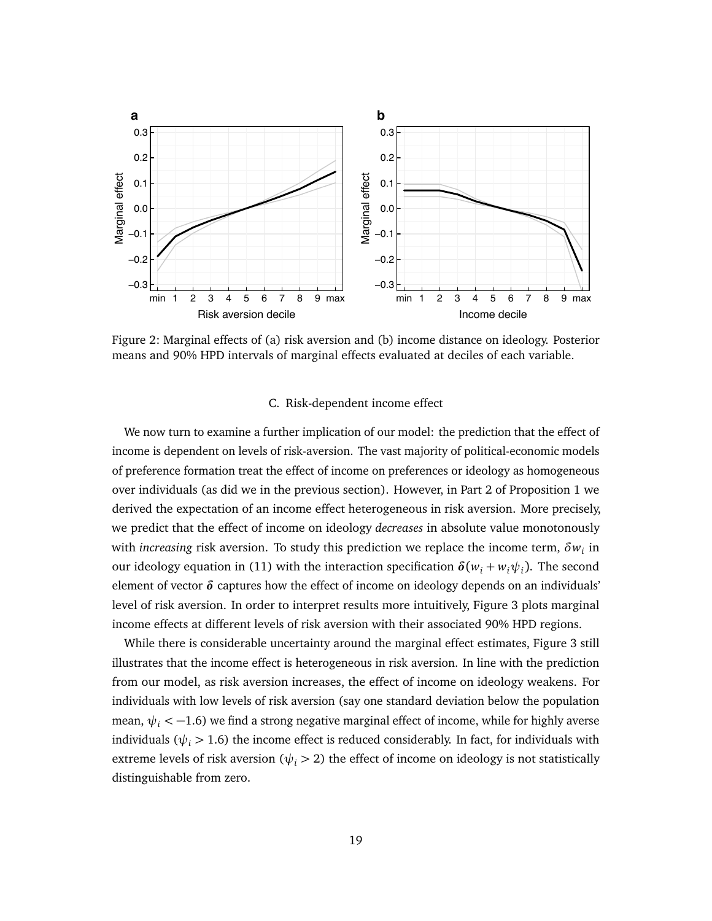a

0.3
0.2
0.1
0.0
−0.1
−0.2
−0.3

Marginal effect

min 1 2 3 4 5 6 7 8 9 max

Risk aversion decile

b

0.3
0.2
0.1
0.0
−0.1
−0.2
−0.3

Marginal effect

min 1 2 3 4 5 6 7 8 9 max

Income decile

Figure 2: Marginal effects of (a) risk aversion and (b) income distance on ideology. Posterior means and 90% HPD intervals of marginal effects evaluated at deciles of each variable.

### C. Risk-dependent income effect

We now turn to examine a further implication of our model: the prediction that the effect of income is dependent on levels of risk-aversion. The vast majority of political-economic models of preference formation treat the effect of income on preferences or ideology as homogeneous over individuals (as did we in the previous section). However, in Part 2 of Proposition 1 we derived the expectation of an income effect heterogeneous in risk aversion. More precisely, we predict that the effect of income on ideology *decreases* in absolute value monotonously with *increasing* risk aversion. To study this prediction we replace the income term, $\delta w_i$ in our ideology equation in (11) with the interaction specification $\boldsymbol{\delta}(w_i + w_i\psi_i)$. The second element of vector $\boldsymbol{\delta}$ captures how the effect of income on ideology depends on an individuals' level of risk aversion. In order to interpret results more intuitively, Figure 3 plots marginal income effects at different levels of risk aversion with their associated 90% HPD regions.

While there is considerable uncertainty around the marginal effect estimates, Figure 3 still illustrates that the income effect is heterogeneous in risk aversion. In line with the prediction from our model, as risk aversion increases, the effect of income on ideology weakens. For individuals with low levels of risk aversion (say one standard deviation below the population mean, $\psi_i < -1.6$) we find a strong negative marginal effect of income, while for highly averse individuals ($\psi_i > 1.6$) the income effect is reduced considerably. In fact, for individuals with extreme levels of risk aversion ($\psi_i > 2$) the effect of income on ideology is not statistically distinguishable from zero.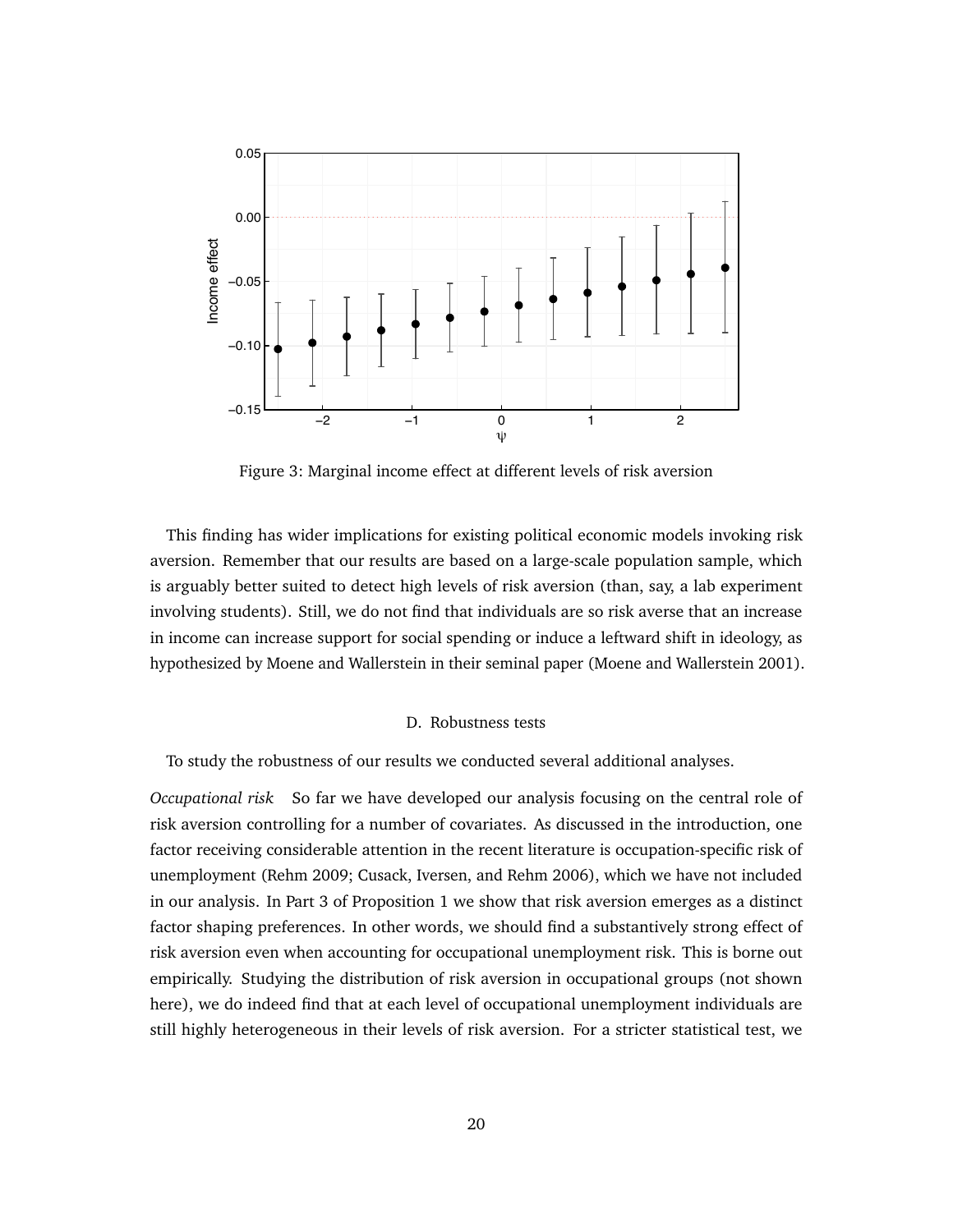0.05

0.00

−0.05

−0.10

−0.15

Income effect

−2

−1

0

1

2

ψ

Figure 3: Marginal income effect at different levels of risk aversion

This finding has wider implications for existing political economic models invoking risk aversion. Remember that our results are based on a large-scale population sample, which is arguably better suited to detect high levels of risk aversion (than, say, a lab experiment involving students). Still, we do not find that individuals are so risk averse that an increase in income can increase support for social spending or induce a leftward shift in ideology, as hypothesized by Moene and Wallerstein in their seminal paper (Moene and Wallerstein 2001).

### D. Robustness tests

To study the robustness of our results we conducted several additional analyses.

*Occupational risk* So far we have developed our analysis focusing on the central role of risk aversion controlling for a number of covariates. As discussed in the introduction, one factor receiving considerable attention in the recent literature is occupation-specific risk of unemployment (Rehm 2009; Cusack, Iversen, and Rehm 2006), which we have not included in our analysis. In Part 3 of Proposition 1 we show that risk aversion emerges as a distinct factor shaping preferences. In other words, we should find a substantively strong effect of risk aversion even when accounting for occupational unemployment risk. This is borne out empirically. Studying the distribution of risk aversion in occupational groups (not shown here), we do indeed find that at each level of occupational unemployment individuals are still highly heterogeneous in their levels of risk aversion. For a stricter statistical test, we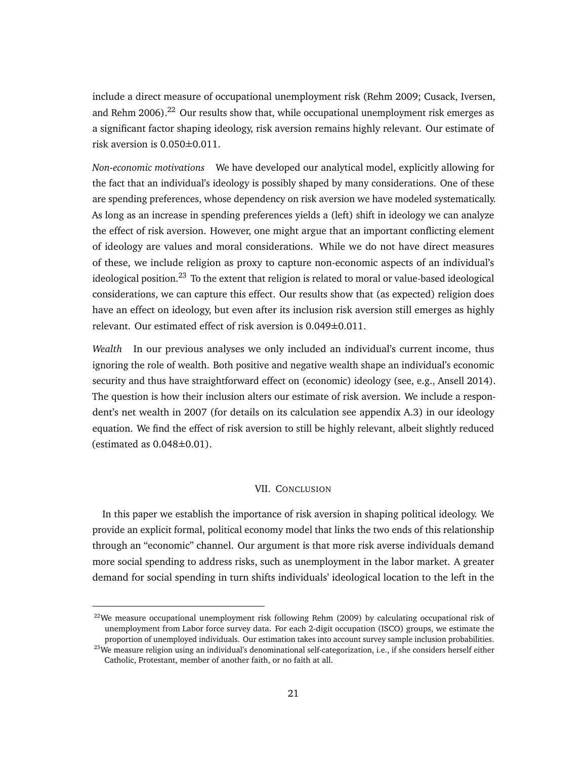include a direct measure of occupational unemployment risk (Rehm 2009; Cusack, Iversen, and Rehm 2006).[22] Our results show that, while occupational unemployment risk emerges as a significant factor shaping ideology, risk aversion remains highly relevant. Our estimate of risk aversion is $0.050 \pm 0.011$.

*Non-economic motivations* We have developed our analytical model, explicitly allowing for the fact that an individual's ideology is possibly shaped by many considerations. One of these are spending preferences, whose dependency on risk aversion we have modeled systematically. As long as an increase in spending preferences yields a (left) shift in ideology we can analyze the effect of risk aversion. However, one might argue that an important conflicting element of ideology are values and moral considerations. While we do not have direct measures of these, we include religion as proxy to capture non-economic aspects of an individual's ideological position.[23] To the extent that religion is related to moral or value-based ideological considerations, we can capture this effect. Our results show that (as expected) religion does have an effect on ideology, but even after its inclusion risk aversion still emerges as highly relevant. Our estimated effect of risk aversion is $0.049 \pm 0.011$.

*Wealth* In our previous analyses we only included an individual's current income, thus ignoring the role of wealth. Both positive and negative wealth shape an individual's economic security and thus have straightforward effect on (economic) ideology (see, e.g., Ansell 2014). The question is how their inclusion alters our estimate of risk aversion. We include a respondent's net wealth in 2007 (for details on its calculation see appendix A.3) in our ideology equation. We find the effect of risk aversion to still be highly relevant, albeit slightly reduced (estimated as $0.048 \pm 0.01$).

## VII. Conclusion

In this paper we establish the importance of risk aversion in shaping political ideology. We provide an explicit formal, political economy model that links the two ends of this relationship through an "economic" channel. Our argument is that more risk averse individuals demand more social spending to address risks, such as unemployment in the labor market. A greater demand for social spending in turn shifts individuals' ideological location to the left in the

[22] We measure occupational unemployment risk following Rehm (2009) by calculating occupational risk of unemployment from Labor force survey data. For each 2-digit occupation (ISCO) groups, we estimate the proportion of unemployed individuals. Our estimation takes into account survey sample inclusion probabilities.

[23] We measure religion using an individual's denominational self-categorization, i.e., if she considers herself either Catholic, Protestant, member of another faith, or no faith at all.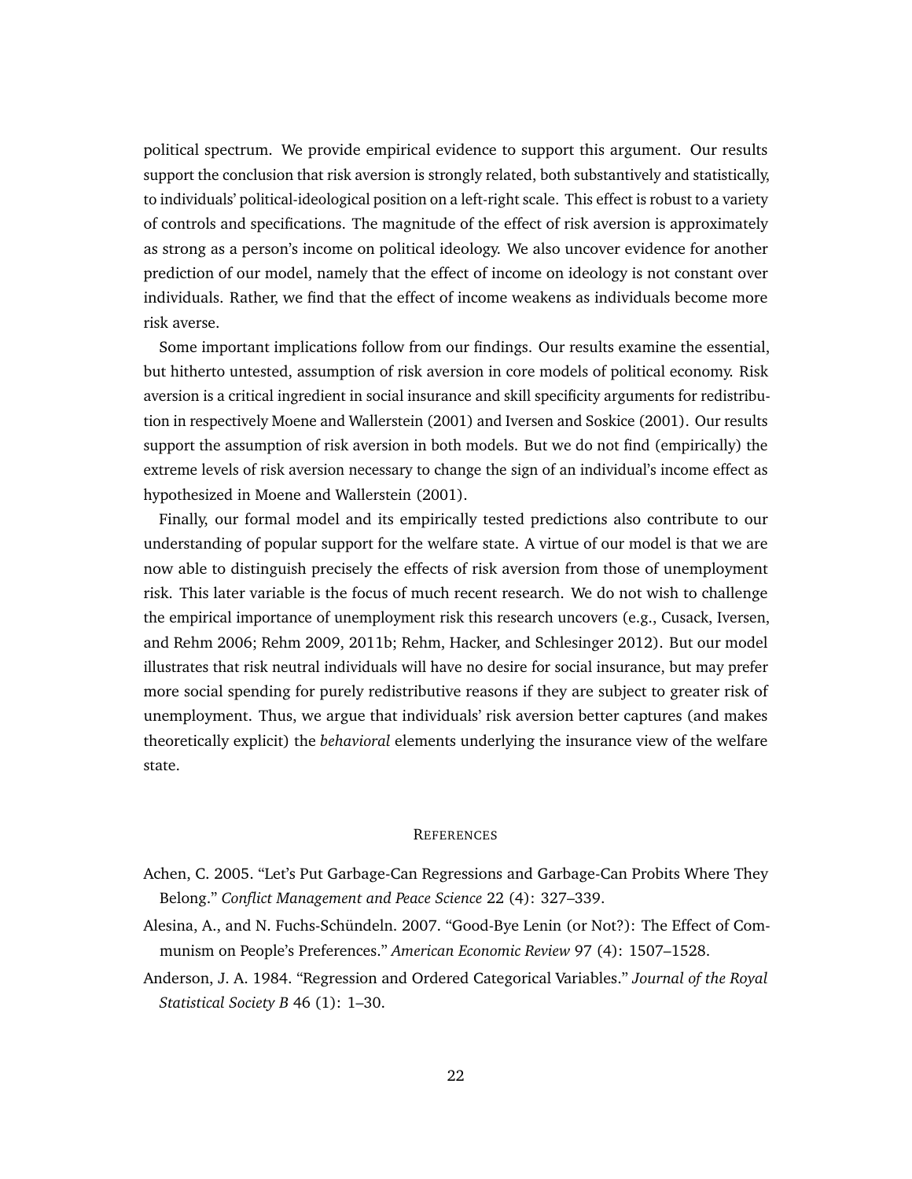political spectrum. We provide empirical evidence to support this argument. Our results support the conclusion that risk aversion is strongly related, both substantively and statistically, to individuals' political-ideological position on a left-right scale. This effect is robust to a variety of controls and specifications. The magnitude of the effect of risk aversion is approximately as strong as a person's income on political ideology. We also uncover evidence for another prediction of our model, namely that the effect of income on ideology is not constant over individuals. Rather, we find that the effect of income weakens as individuals become more risk averse.

Some important implications follow from our findings. Our results examine the essential, but hitherto untested, assumption of risk aversion in core models of political economy. Risk aversion is a critical ingredient in social insurance and skill specificity arguments for redistribution in respectively Moene and Wallerstein (2001) and Iversen and Soskice (2001). Our results support the assumption of risk aversion in both models. But we do not find (empirically) the extreme levels of risk aversion necessary to change the sign of an individual's income effect as hypothesized in Moene and Wallerstein (2001).

Finally, our formal model and its empirically tested predictions also contribute to our understanding of popular support for the welfare state. A virtue of our model is that we are now able to distinguish precisely the effects of risk aversion from those of unemployment risk. This later variable is the focus of much recent research. We do not wish to challenge the empirical importance of unemployment risk this research uncovers (e.g., Cusack, Iversen, and Rehm 2006; Rehm 2009, 2011b; Rehm, Hacker, and Schlesinger 2012). But our model illustrates that risk neutral individuals will have no desire for social insurance, but may prefer more social spending for purely redistributive reasons if they are subject to greater risk of unemployment. Thus, we argue that individuals' risk aversion better captures (and makes theoretically explicit) the *behavioral* elements underlying the insurance view of the welfare state.

## References

Achen, C. 2005. "Let's Put Garbage-Can Regressions and Garbage-Can Probits Where They Belong." *Conflict Management and Peace Science* 22 (4): 327–339.

Alesina, A., and N. Fuchs-Schündeln. 2007. "Good-Bye Lenin (or Not?): The Effect of Communism on People's Preferences." *American Economic Review* 97 (4): 1507–1528.

Anderson, J. A. 1984. "Regression and Ordered Categorical Variables." *Journal of the Royal Statistical Society B* 46 (1): 1–30.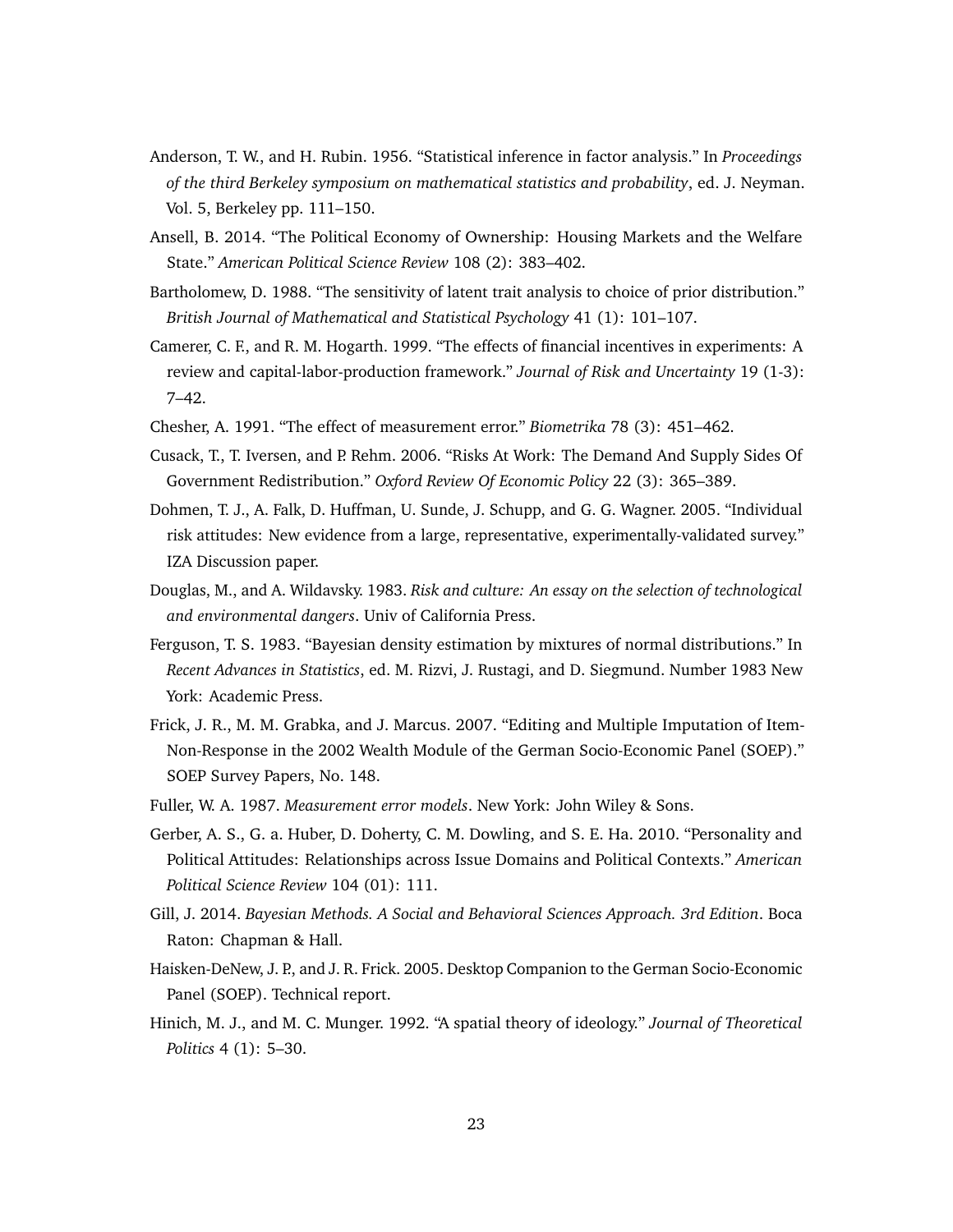Anderson, T. W., and H. Rubin. 1956. "Statistical inference in factor analysis." In *Proceedings of the third Berkeley symposium on mathematical statistics and probability*, ed. J. Neyman. Vol. 5, Berkeley pp. 111–150.

Ansell, B. 2014. "The Political Economy of Ownership: Housing Markets and the Welfare State." *American Political Science Review* 108 (2): 383–402.

Bartholomew, D. 1988. "The sensitivity of latent trait analysis to choice of prior distribution." *British Journal of Mathematical and Statistical Psychology* 41 (1): 101–107.

Camerer, C. F., and R. M. Hogarth. 1999. "The effects of financial incentives in experiments: A review and capital-labor-production framework." *Journal of Risk and Uncertainty* 19 (1-3): 7–42.

Chesher, A. 1991. "The effect of measurement error." *Biometrika* 78 (3): 451–462.

Cusack, T., T. Iversen, and P. Rehm. 2006. "Risks At Work: The Demand And Supply Sides Of Government Redistribution." *Oxford Review Of Economic Policy* 22 (3): 365–389.

Dohmen, T. J., A. Falk, D. Huffman, U. Sunde, J. Schupp, and G. G. Wagner. 2005. "Individual risk attitudes: New evidence from a large, representative, experimentally-validated survey." IZA Discussion paper.

Douglas, M., and A. Wildavsky. 1983. *Risk and culture: An essay on the selection of technological and environmental dangers*. Univ of California Press.

Ferguson, T. S. 1983. "Bayesian density estimation by mixtures of normal distributions." In *Recent Advances in Statistics*, ed. M. Rizvi, J. Rustagi, and D. Siegmund. Number 1983 New York: Academic Press.

Frick, J. R., M. M. Grabka, and J. Marcus. 2007. "Editing and Multiple Imputation of Item-Non-Response in the 2002 Wealth Module of the German Socio-Economic Panel (SOEP)." SOEP Survey Papers, No. 148.

Fuller, W. A. 1987. *Measurement error models*. New York: John Wiley & Sons.

Gerber, A. S., G. a. Huber, D. Doherty, C. M. Dowling, and S. E. Ha. 2010. "Personality and Political Attitudes: Relationships across Issue Domains and Political Contexts." *American Political Science Review* 104 (01): 111.

Gill, J. 2014. *Bayesian Methods. A Social and Behavioral Sciences Approach. 3rd Edition*. Boca Raton: Chapman & Hall.

Haisken-DeNew, J. P., and J. R. Frick. 2005. Desktop Companion to the German Socio-Economic Panel (SOEP). Technical report.

Hinich, M. J., and M. C. Munger. 1992. "A spatial theory of ideology." *Journal of Theoretical Politics* 4 (1): 5–30.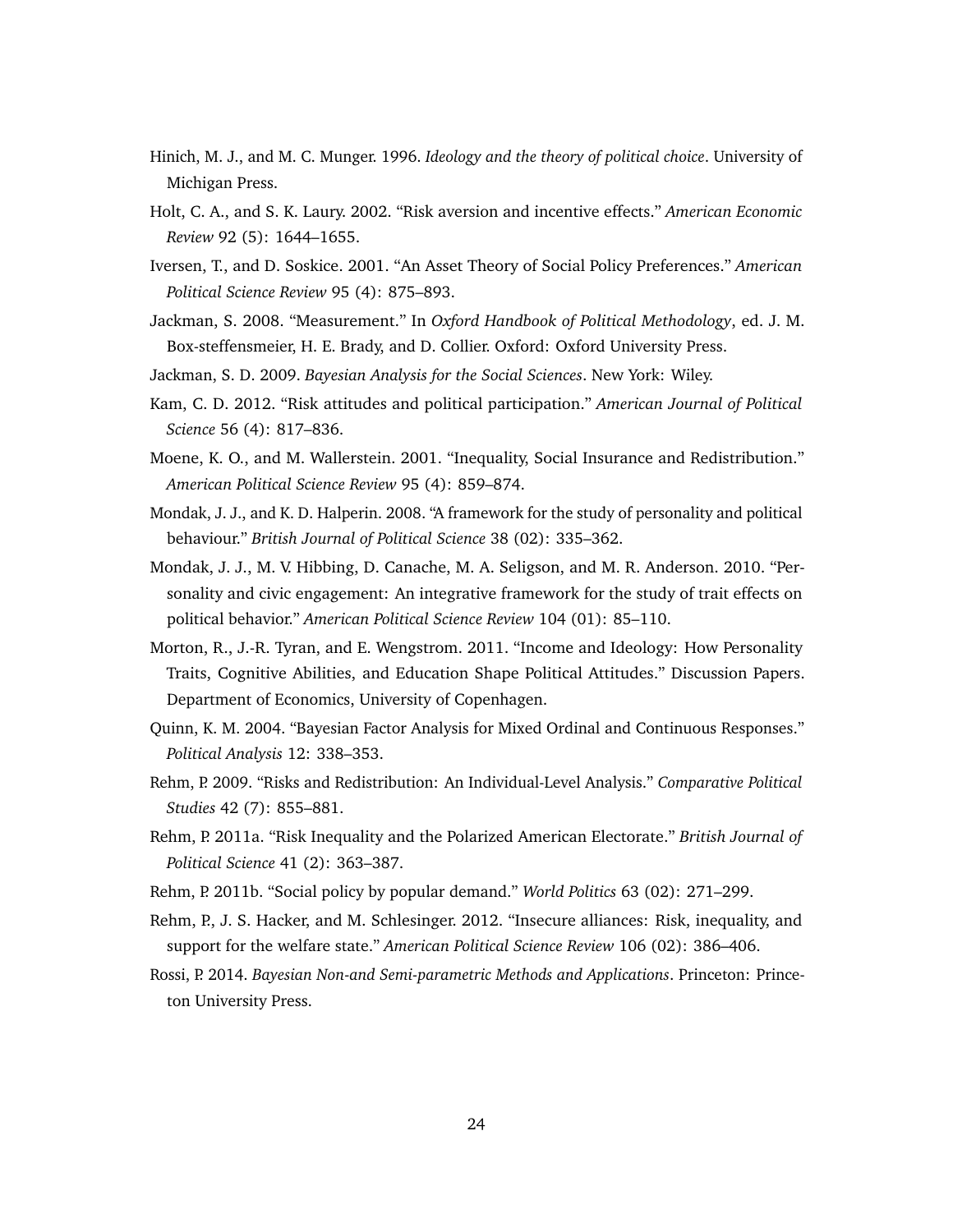Hinich, M. J., and M. C. Munger. 1996. *Ideology and the theory of political choice*. University of Michigan Press.

Holt, C. A., and S. K. Laury. 2002. "Risk aversion and incentive effects." *American Economic Review* 92 (5): 1644–1655.

Iversen, T., and D. Soskice. 2001. "An Asset Theory of Social Policy Preferences." *American Political Science Review* 95 (4): 875–893.

Jackman, S. 2008. "Measurement." In *Oxford Handbook of Political Methodology*, ed. J. M. Box-steffensmeier, H. E. Brady, and D. Collier. Oxford: Oxford University Press.

Jackman, S. D. 2009. *Bayesian Analysis for the Social Sciences*. New York: Wiley.

Kam, C. D. 2012. "Risk attitudes and political participation." *American Journal of Political Science* 56 (4): 817–836.

Moene, K. O., and M. Wallerstein. 2001. "Inequality, Social Insurance and Redistribution." *American Political Science Review* 95 (4): 859–874.

Mondak, J. J., and K. D. Halperin. 2008. "A framework for the study of personality and political behaviour." *British Journal of Political Science* 38 (02): 335–362.

Mondak, J. J., M. V. Hibbing, D. Canache, M. A. Seligson, and M. R. Anderson. 2010. "Personality and civic engagement: An integrative framework for the study of trait effects on political behavior." *American Political Science Review* 104 (01): 85–110.

Morton, R., J.-R. Tyran, and E. Wengstrom. 2011. "Income and Ideology: How Personality Traits, Cognitive Abilities, and Education Shape Political Attitudes." Discussion Papers. Department of Economics, University of Copenhagen.

Quinn, K. M. 2004. "Bayesian Factor Analysis for Mixed Ordinal and Continuous Responses." *Political Analysis* 12: 338–353.

Rehm, P. 2009. "Risks and Redistribution: An Individual-Level Analysis." *Comparative Political Studies* 42 (7): 855–881.

Rehm, P. 2011a. "Risk Inequality and the Polarized American Electorate." *British Journal of Political Science* 41 (2): 363–387.

Rehm, P. 2011b. "Social policy by popular demand." *World Politics* 63 (02): 271–299.

Rehm, P., J. S. Hacker, and M. Schlesinger. 2012. "Insecure alliances: Risk, inequality, and support for the welfare state." *American Political Science Review* 106 (02): 386–406.

Rossi, P. 2014. *Bayesian Non-and Semi-parametric Methods and Applications*. Princeton: Princeton University Press.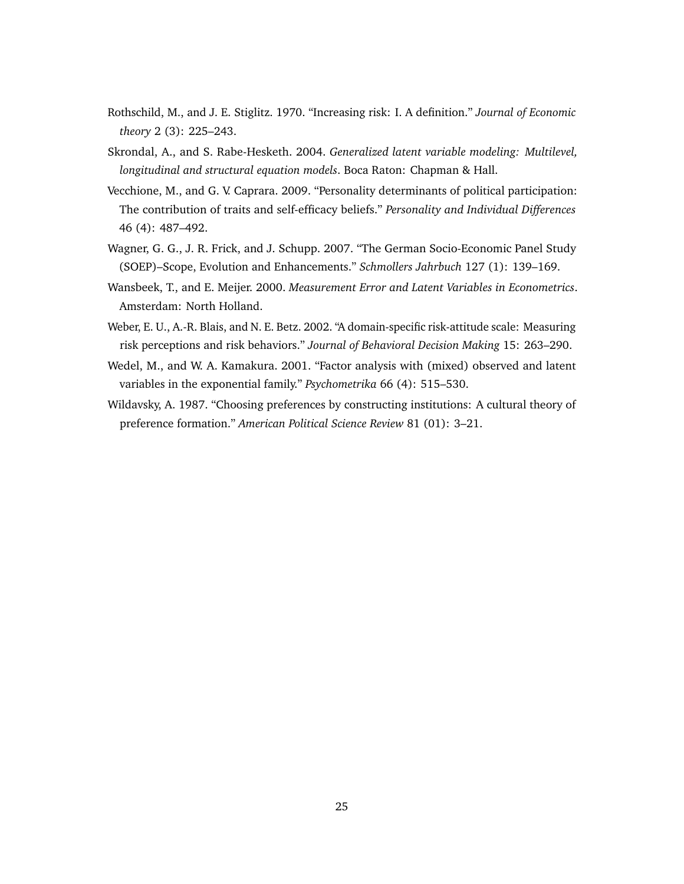Rothschild, M., and J. E. Stiglitz. 1970. "Increasing risk: I. A definition." *Journal of Economic theory* 2 (3): 225–243.

Skrondal, A., and S. Rabe-Hesketh. 2004. *Generalized latent variable modeling: Multilevel, longitudinal and structural equation models*. Boca Raton: Chapman & Hall.

Vecchione, M., and G. V. Caprara. 2009. "Personality determinants of political participation: The contribution of traits and self-efficacy beliefs." *Personality and Individual Differences* 46 (4): 487–492.

Wagner, G. G., J. R. Frick, and J. Schupp. 2007. "The German Socio-Economic Panel Study (SOEP)–Scope, Evolution and Enhancements." *Schmollers Jahrbuch* 127 (1): 139–169.

Wansbeek, T., and E. Meijer. 2000. *Measurement Error and Latent Variables in Econometrics*. Amsterdam: North Holland.

Weber, E. U., A.-R. Blais, and N. E. Betz. 2002. "A domain-specific risk-attitude scale: Measuring risk perceptions and risk behaviors." *Journal of Behavioral Decision Making* 15: 263–290.

Wedel, M., and W. A. Kamakura. 2001. "Factor analysis with (mixed) observed and latent variables in the exponential family." *Psychometrika* 66 (4): 515–530.

Wildavsky, A. 1987. "Choosing preferences by constructing institutions: A cultural theory of preference formation." *American Political Science Review* 81 (01): 3–21.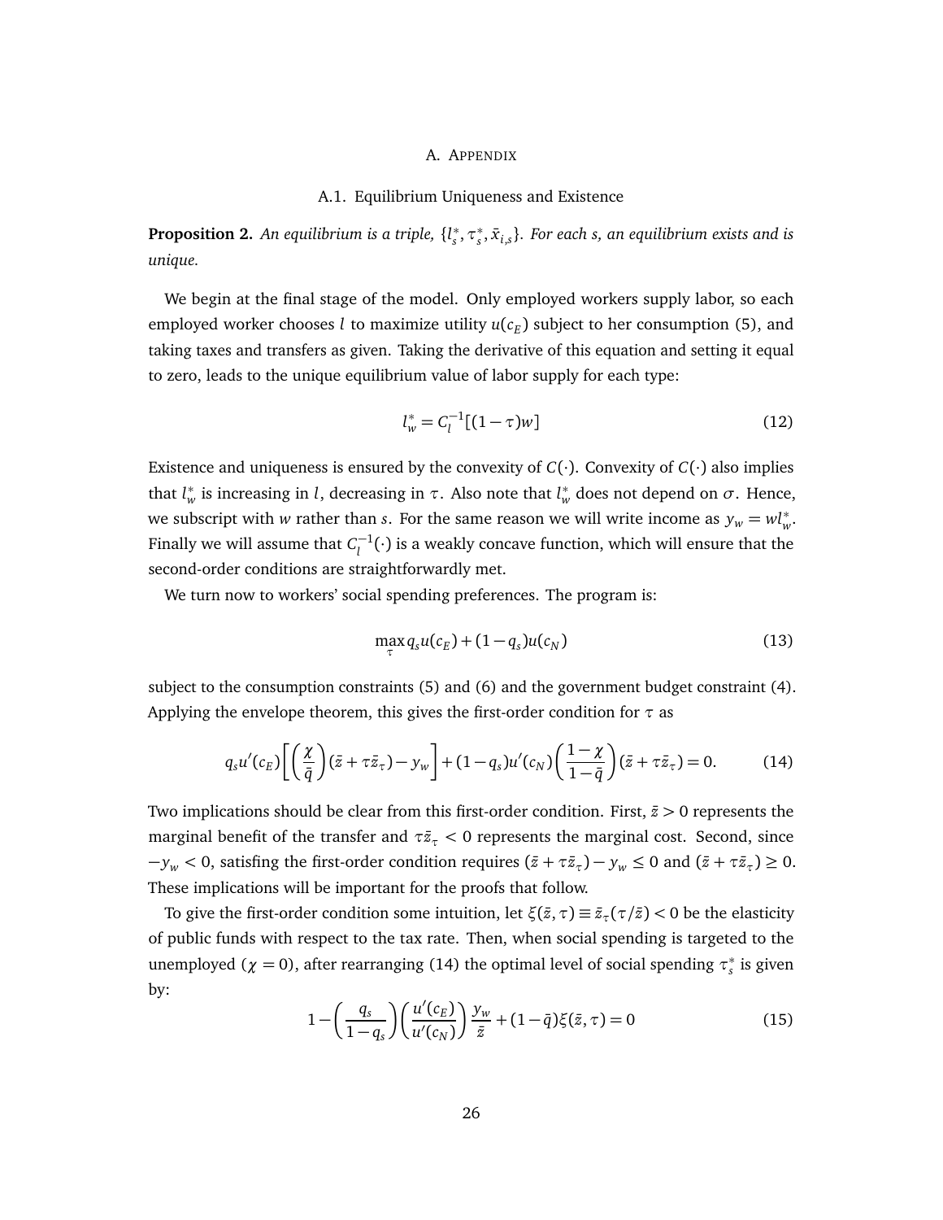# A. Appendix

## A.1. Equilibrium Uniqueness and Existence

**Proposition 2.** *An equilibrium is a triple, $\{l_s^*, \tau_s^*, \bar{x}_{i,s}\}$. For each s, an equilibrium exists and is unique.*

We begin at the final stage of the model. Only employed workers supply labor, so each employed worker chooses $l$ to maximize utility $u(c_E)$ subject to her consumption (5), and taking taxes and transfers as given. Taking the derivative of this equation and setting it equal to zero, leads to the unique equilibrium value of labor supply for each type:

$$l_w^* = C_l^{-1}[(1-\tau)w] \tag{12}$$

Existence and uniqueness is ensured by the convexity of $C(\cdot)$. Convexity of $C(\cdot)$ also implies that $l_w^*$ is increasing in $l$, decreasing in $\tau$. Also note that $l_w^*$ does not depend on $\sigma$. Hence, we subscript with $w$ rather than $s$. For the same reason we will write income as $y_w = wl_w^*$. Finally we will assume that $C_l^{-1}(\cdot)$ is a weakly concave function, which will ensure that the second-order conditions are straightforwardly met.

We turn now to workers' social spending preferences. The program is:

$$\max_{\tau} q_s u(c_E) + (1-q_s)u(c_N) \tag{13}$$

subject to the consumption constraints (5) and (6) and the government budget constraint (4). Applying the envelope theorem, this gives the first-order condition for $\tau$ as

$$q_s u'(c_E)\left[\left(\frac{\chi}{\bar{q}}\right)(\bar{z}+\tau\bar{z}_\tau) - y_w\right] + (1-q_s)u'(c_N)\left(\frac{1-\chi}{1-\bar{q}}\right)(\bar{z}+\tau\bar{z}_\tau) = 0. \tag{14}$$

Two implications should be clear from this first-order condition. First, $\bar{z} > 0$ represents the marginal benefit of the transfer and $\tau\bar{z}_\tau < 0$ represents the marginal cost. Second, since $-y_w < 0$, satisfing the first-order condition requires $(\bar{z}+\tau\bar{z}_\tau) - y_w \leq 0$ and $(\bar{z}+\tau\bar{z}_\tau) \geq 0$. These implications will be important for the proofs that follow.

To give the first-order condition some intuition, let $\xi(\bar{z},\tau) \equiv \bar{z}_\tau(\tau/\bar{z}) < 0$ be the elasticity of public funds with respect to the tax rate. Then, when social spending is targeted to the unemployed ($\chi = 0$), after rearranging (14) the optimal level of social spending $\tau_s^*$ is given by:

$$1 - \left(\frac{q_s}{1-q_s}\right)\left(\frac{u'(c_E)}{u'(c_N)}\right)\frac{y_w}{\bar{z}} + (1-\bar{q})\xi(\bar{z},\tau) = 0 \tag{15}$$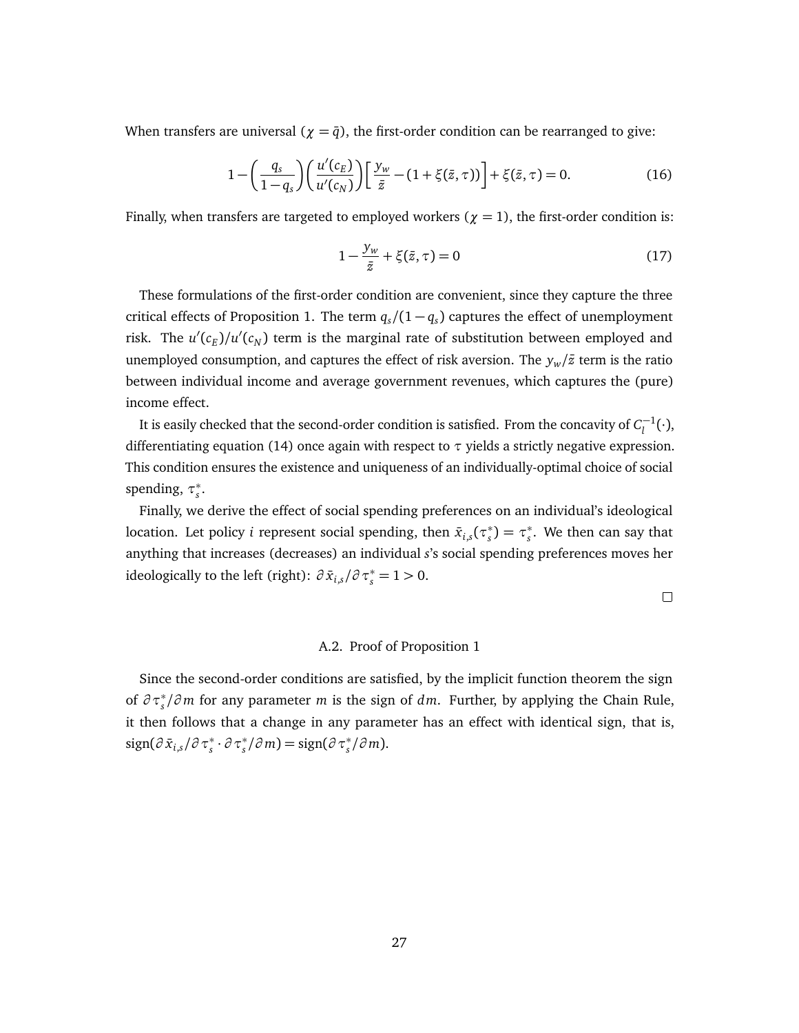When transfers are universal ($\chi = \bar{q}$), the first-order condition can be rearranged to give:

$$1 - \left(\frac{q_s}{1-q_s}\right)\left(\frac{u'(c_E)}{u'(c_N)}\right)\left[\frac{y_w}{\bar{z}} - (1+\xi(\bar{z},\tau))\right] + \xi(\bar{z},\tau) = 0. \tag{16}$$

Finally, when transfers are targeted to employed workers ($\chi = 1$), the first-order condition is:

$$1 - \frac{y_w}{\bar{z}} + \xi(\bar{z},\tau) = 0 \tag{17}$$

These formulations of the first-order condition are convenient, since they capture the three critical effects of Proposition 1. The term $q_s/(1-q_s)$ captures the effect of unemployment risk. The $u'(c_E)/u'(c_N)$ term is the marginal rate of substitution between employed and unemployed consumption, and captures the effect of risk aversion. The $y_w/\bar{z}$ term is the ratio between individual income and average government revenues, which captures the (pure) income effect.

It is easily checked that the second-order condition is satisfied. From the concavity of $C_l^{-1}(\cdot)$, differentiating equation (14) once again with respect to $\tau$ yields a strictly negative expression. This condition ensures the existence and uniqueness of an individually-optimal choice of social spending, $\tau_s^*$.

Finally, we derive the effect of social spending preferences on an individual's ideological location. Let policy $i$ represent social spending, then $\bar{x}_{i,s}(\tau_s^*) = \tau_s^*$. We then can say that anything that increases (decreases) an individual $s$'s social spending preferences moves her ideologically to the left (right): $\partial \bar{x}_{i,s}/\partial \tau_s^* = 1 > 0$.

□

## A.2. Proof of Proposition 1

Since the second-order conditions are satisfied, by the implicit function theorem the sign of $\partial \tau_s^*/\partial m$ for any parameter $m$ is the sign of $dm$. Further, by applying the Chain Rule, it then follows that a change in any parameter has an effect with identical sign, that is, $\text{sign}(\partial \bar{x}_{i,s}/\partial \tau_s^* \cdot \partial \tau_s^*/\partial m) = \text{sign}(\partial \tau_s^*/\partial m)$.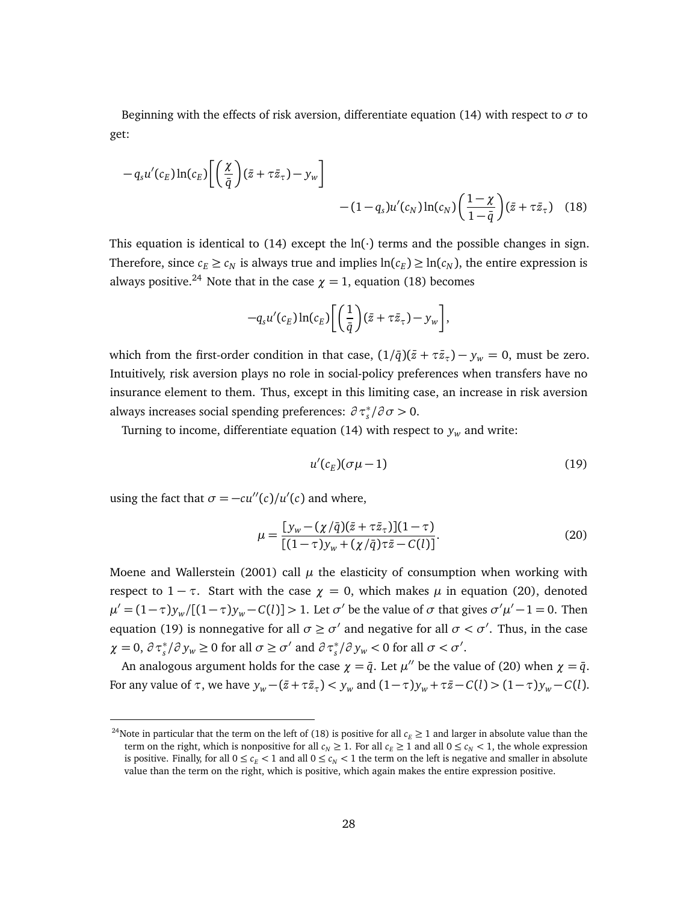Beginning with the effects of risk aversion, differentiate equation (14) with respect to $\sigma$ to get:

$$
\begin{aligned}
-q_s u'(c_E)\ln(c_E)\left[\left(\frac{\chi}{\bar{q}}\right)(\bar{z}+\tau\bar{z}_\tau)-y_w\right] \\
-(1-q_s)u'(c_N)\ln(c_N)\left(\frac{1-\chi}{1-\bar{q}}\right)(\bar{z}+\tau\bar{z}_\tau) \quad (18)
\end{aligned}
$$

This equation is identical to (14) except the $\ln(\cdot)$ terms and the possible changes in sign. Therefore, since $c_E \geq c_N$ is always true and implies $\ln(c_E) \geq \ln(c_N)$, the entire expression is always positive.[24] Note that in the case $\chi = 1$, equation (18) becomes

$$
-q_s u'(c_E)\ln(c_E)\left[\left(\frac{1}{\bar{q}}\right)(\bar{z}+\tau\bar{z}_\tau)-y_w\right],
$$

which from the first-order condition in that case, $(1/\bar{q})(\bar{z}+\tau\bar{z}_\tau)-y_w = 0$, must be zero. Intuitively, risk aversion plays no role in social-policy preferences when transfers have no insurance element to them. Thus, except in this limiting case, an increase in risk aversion always increases social spending preferences: $\partial\tau_s^*/\partial\sigma > 0$.

Turning to income, differentiate equation (14) with respect to $y_w$ and write:

$$
u'(c_E)(\sigma\mu - 1) \tag{19}
$$

using the fact that $\sigma = -cu''(c)/u'(c)$ and where,

$$
\mu = \frac{[y_w - (\chi/\bar{q})(\bar{z}+\tau\bar{z}_\tau)](1-\tau)}{[(1-\tau)y_w + (\chi/\bar{q})\tau\bar{z} - C(l)]}. \tag{20}
$$

Moene and Wallerstein (2001) call $\mu$ the elasticity of consumption when working with respect to $1-\tau$. Start with the case $\chi = 0$, which makes $\mu$ in equation (20), denoted $\mu' = (1-\tau)y_w/[(1-\tau)y_w - C(l)] > 1$. Let $\sigma'$ be the value of $\sigma$ that gives $\sigma'\mu' - 1 = 0$. Then equation (19) is nonnegative for all $\sigma \geq \sigma'$ and negative for all $\sigma < \sigma'$. Thus, in the case $\chi = 0$, $\partial\tau_s^*/\partial y_w \geq 0$ for all $\sigma \geq \sigma'$ and $\partial\tau_s^*/\partial y_w < 0$ for all $\sigma < \sigma'$.

An analogous argument holds for the case $\chi = \bar{q}$. Let $\mu''$ be the value of (20) when $\chi = \bar{q}$. For any value of $\tau$, we have $y_w - (\bar{z}+\tau\bar{z}_\tau) < y_w$ and $(1-\tau)y_w + \tau\bar{z} - C(l) > (1-\tau)y_w - C(l)$.

[24] Note in particular that the term on the left of (18) is positive for all $c_E \geq 1$ and larger in absolute value than the term on the right, which is nonpositive for all $c_N \geq 1$. For all $c_E \geq 1$ and all $0 \leq c_N < 1$, the whole expression is positive. Finally, for all $0 \leq c_E < 1$ and all $0 \leq c_N < 1$ the term on the left is negative and smaller in absolute value than the term on the right, which is positive, which again makes the entire expression positive.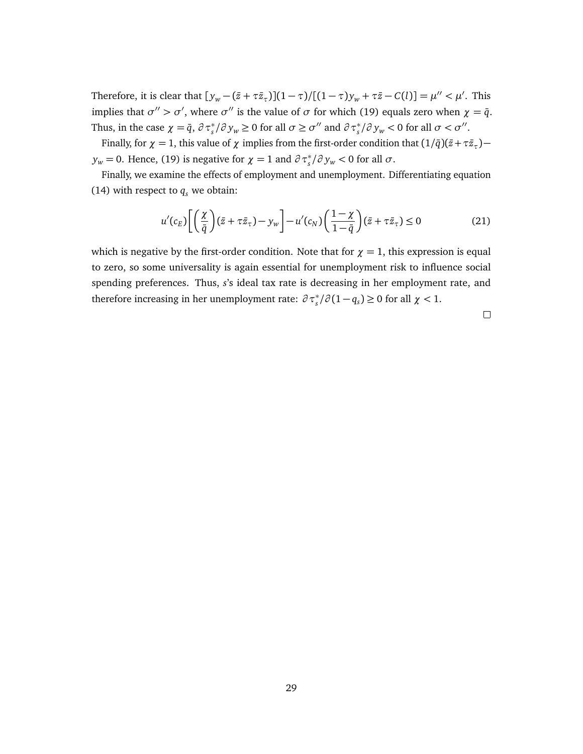Therefore, it is clear that $[y_w - (\bar{z} + \tau\bar{z}_\tau)](1-\tau)/[(1-\tau)y_w + \tau\bar{z} - C(l)] = \mu'' < \mu'$. This implies that $\sigma'' > \sigma'$, where $\sigma''$ is the value of $\sigma$ for which (19) equals zero when $\chi = \bar{q}$. Thus, in the case $\chi = \bar{q}$, $\partial\tau_s^*/\partial y_w \geq 0$ for all $\sigma \geq \sigma''$ and $\partial\tau_s^*/\partial y_w < 0$ for all $\sigma < \sigma''$.

Finally, for $\chi = 1$, this value of $\chi$ implies from the first-order condition that $(1/\bar{q})(\bar{z}+\tau\bar{z}_\tau) - y_w = 0$. Hence, (19) is negative for $\chi = 1$ and $\partial\tau_s^*/\partial y_w < 0$ for all $\sigma$.

Finally, we examine the effects of employment and unemployment. Differentiating equation (14) with respect to $q_s$ we obtain:

$$u'(c_E)\left[\left(\frac{\chi}{\bar{q}}\right)(\bar{z} + \tau\bar{z}_\tau) - y_w\right] - u'(c_N)\left(\frac{1-\chi}{1-\bar{q}}\right)(\bar{z} + \tau\bar{z}_\tau) \leq 0 \tag{21}$$

which is negative by the first-order condition. Note that for $\chi = 1$, this expression is equal to zero, so some universality is again essential for unemployment risk to influence social spending preferences. Thus, *s*'s ideal tax rate is decreasing in her employment rate, and therefore increasing in her unemployment rate: $\partial\tau_s^*/\partial(1-q_s) \geq 0$ for all $\chi < 1$.

□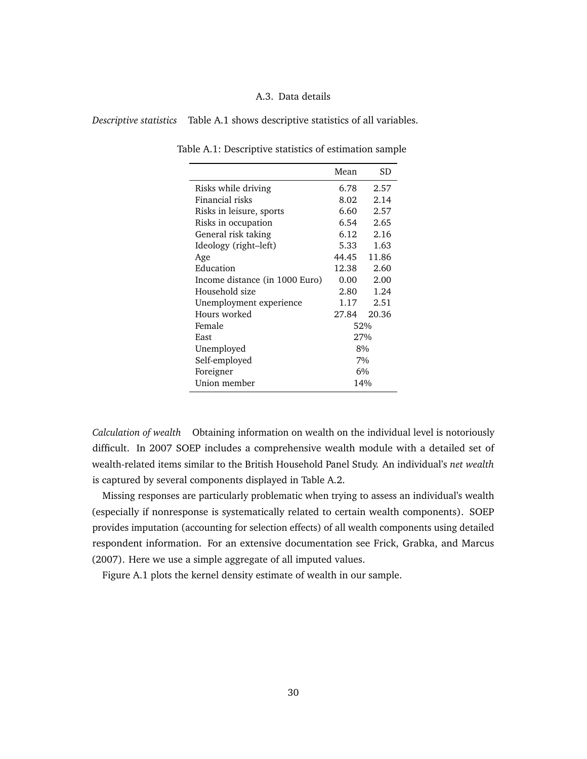## A.3. Data details

*Descriptive statistics* Table A.1 shows descriptive statistics of all variables.

Table A.1: Descriptive statistics of estimation sample

| | Mean | SD |
|---|---|---|
| Risks while driving | 6.78 | 2.57 |
| Financial risks | 8.02 | 2.14 |
| Risks in leisure, sports | 6.60 | 2.57 |
| Risks in occupation | 6.54 | 2.65 |
| General risk taking | 6.12 | 2.16 |
| Ideology (right–left) | 5.33 | 1.63 |
| Age | 44.45 | 11.86 |
| Education | 12.38 | 2.60 |
| Income distance (in 1000 Euro) | 0.00 | 2.00 |
| Household size | 2.80 | 1.24 |
| Unemployment experience | 1.17 | 2.51 |
| Hours worked | 27.84 | 20.36 |
| Female | 52% | |
| East | 27% | |
| Unemployed | 8% | |
| Self-employed | 7% | |
| Foreigner | 6% | |
| Union member | 14% | |

*Calculation of wealth* Obtaining information on wealth on the individual level is notoriously difficult. In 2007 SOEP includes a comprehensive wealth module with a detailed set of wealth-related items similar to the British Household Panel Study. An individual's *net wealth* is captured by several components displayed in Table A.2.

Missing responses are particularly problematic when trying to assess an individual's wealth (especially if nonresponse is systematically related to certain wealth components). SOEP provides imputation (accounting for selection effects) of all wealth components using detailed respondent information. For an extensive documentation see Frick, Grabka, and Marcus (2007). Here we use a simple aggregate of all imputed values.

Figure A.1 plots the kernel density estimate of wealth in our sample.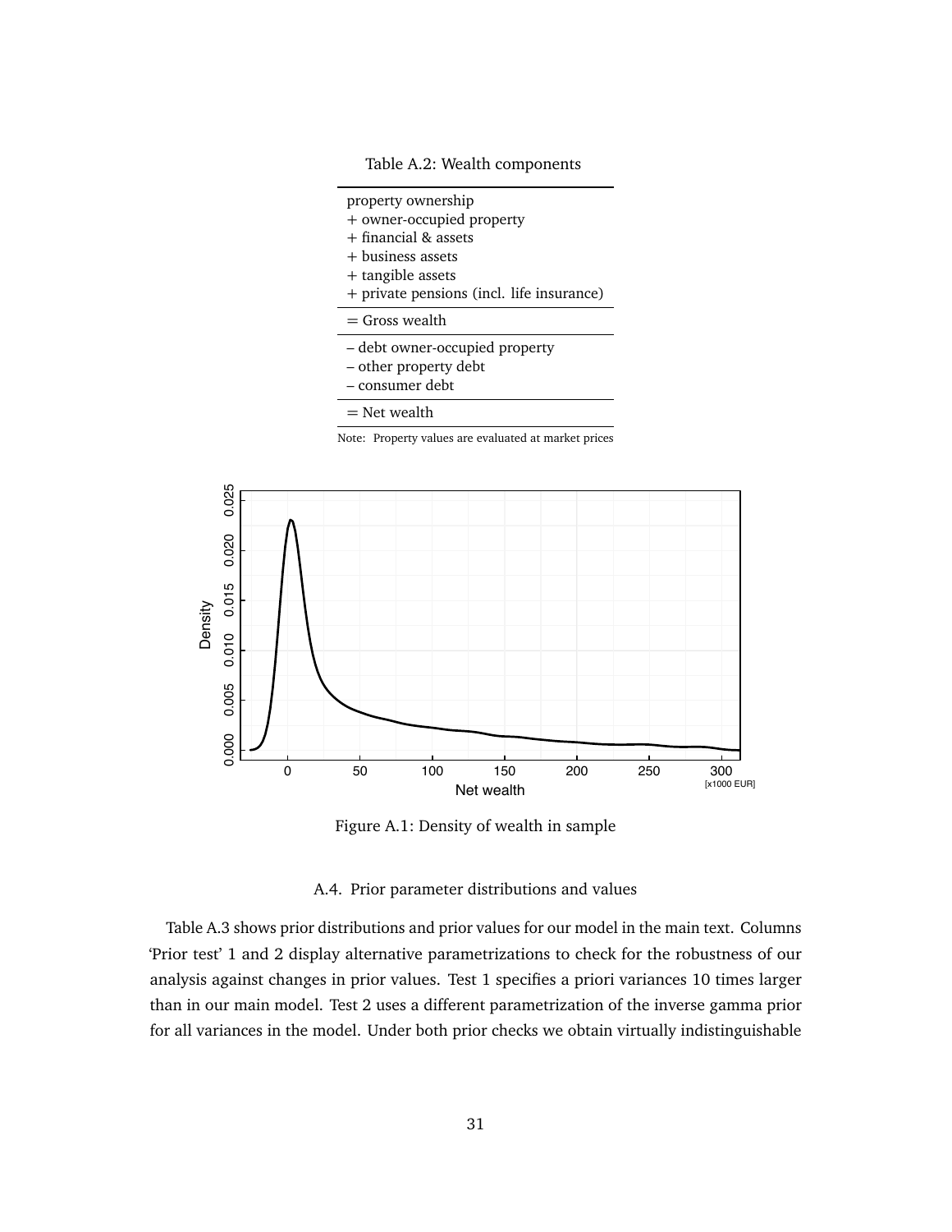Table A.2: Wealth components

| |
|---|
| property ownership |
| + owner-occupied property |
| + financial & assets |
| + business assets |
| + tangible assets |
| + private pensions (incl. life insurance) |
| = Gross wealth |
| – debt owner-occupied property |
| – other property debt |
| – consumer debt |
| = Net wealth |

Note: Property values are evaluated at market prices

Density

0.000 0.005 0.010 0.015 0.020 0.025

0 50 100 150 200 250 300

Net wealth

[x1000 EUR]

Figure A.1: Density of wealth in sample

### A.4. Prior parameter distributions and values

Table A.3 shows prior distributions and prior values for our model in the main text. Columns 'Prior test' 1 and 2 display alternative parametrizations to check for the robustness of our analysis against changes in prior values. Test 1 specifies a priori variances 10 times larger than in our main model. Test 2 uses a different parametrization of the inverse gamma prior for all variances in the model. Under both prior checks we obtain virtually indistinguishable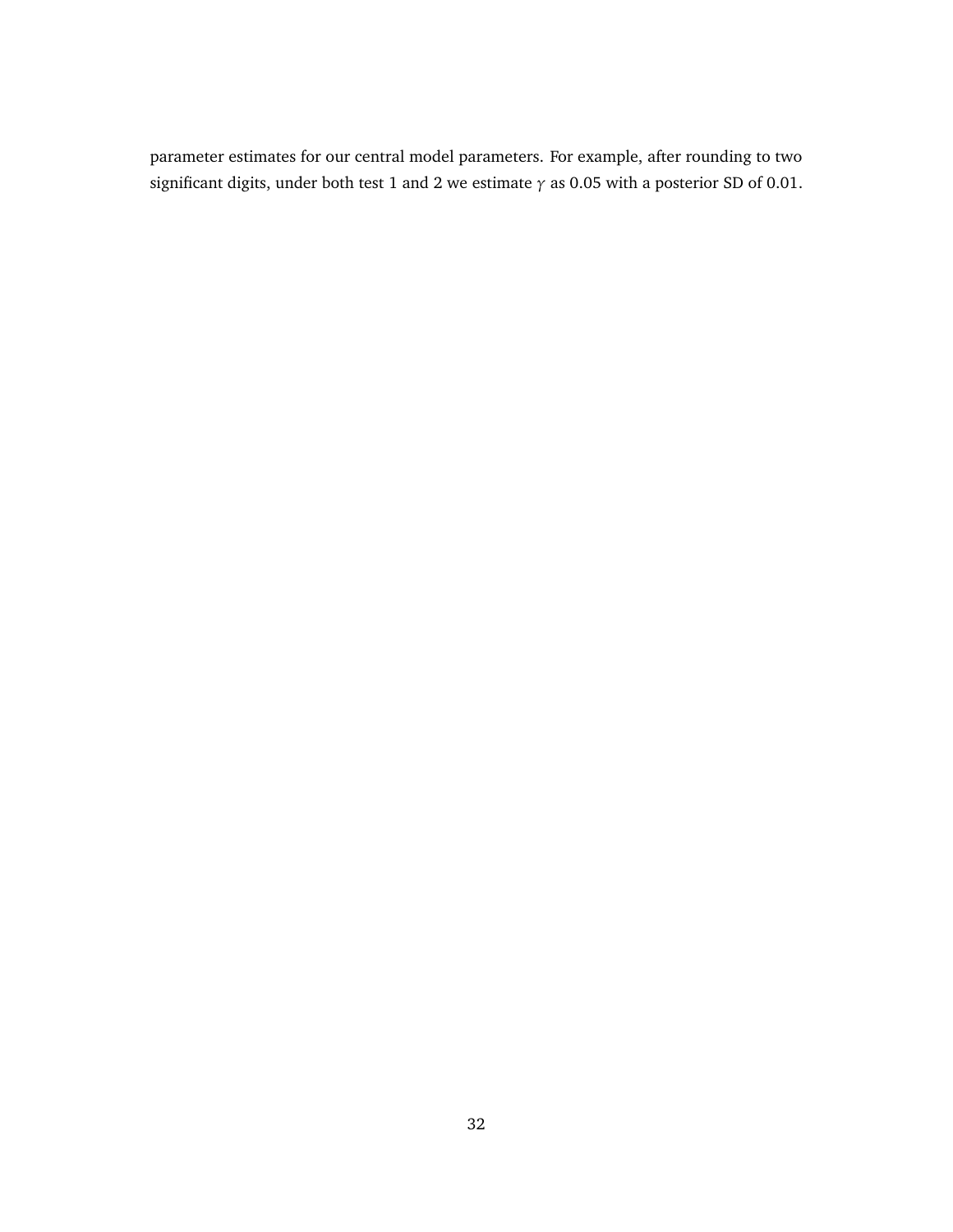parameter estimates for our central model parameters. For example, after rounding to two significant digits, under both test 1 and 2 we estimate $\gamma$ as 0.05 with a posterior SD of 0.01.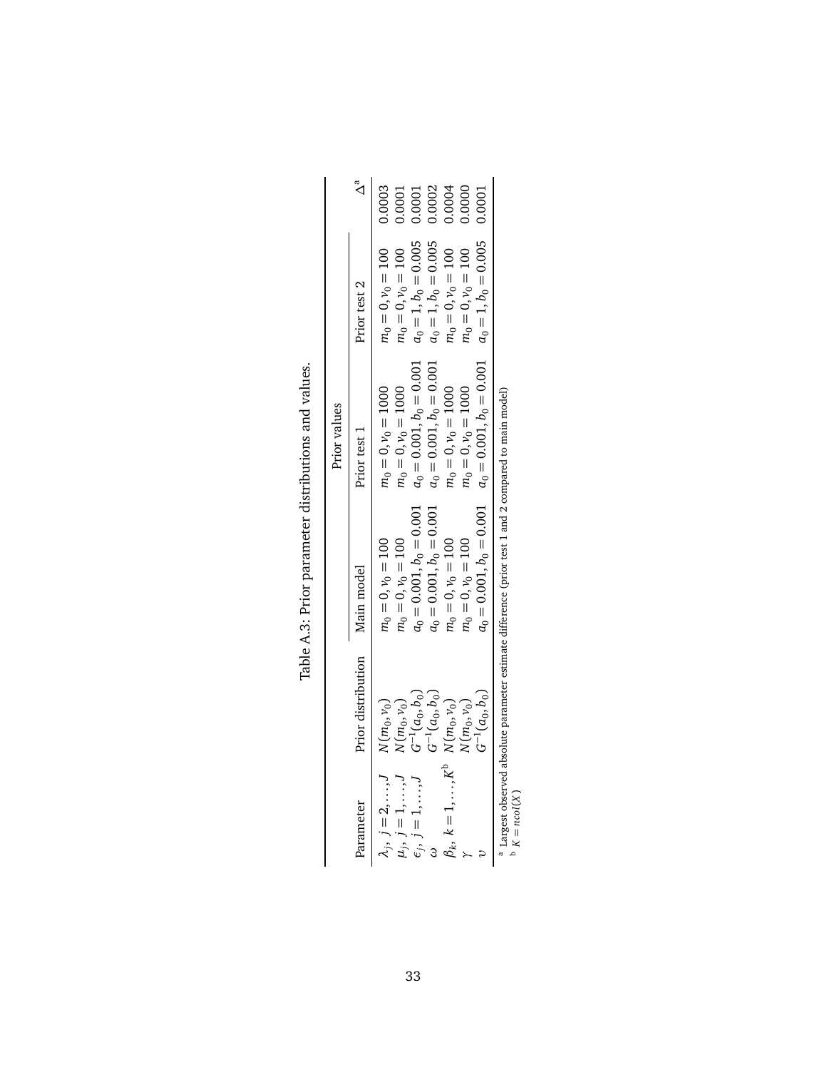Table A.3: Prior parameter distributions and values.

| Parameter | Prior distribution | Prior values | | | |
|---|---|---|---|---|---|
| | | Main model | Prior test 1 | Prior test 2 | $\Delta$[a] |
| $\lambda_j,\ j=2,\ldots,J$ | $N(m_0,v_0)$ | $m_0=0, v_0=100$ | $m_0=0, v_0=1000$ | $m_0=0, v_0=100$ | 0.0003 |
| $\mu_j,\ j=1,\ldots,J$ | $N(m_0,v_0)$ | $m_0=0, v_0=100$ | $m_0=0, v_0=1000$ | $m_0=0, v_0=100$ | 0.0001 |
| $\epsilon_j,\ j=1,\ldots,J$ | $G^{-1}(a_0,b_0)$ | $a_0=0.001, b_0=0.001$ | $a_0=0.001, b_0=0.001$ | $a_0=1, b_0=0.005$ | 0.0001 |
| $\omega$ | $G^{-1}(a_0,b_0)$ | $a_0=0.001, b_0=0.001$ | $a_0=0.001, b_0=0.001$ | $a_0=1, b_0=0.005$ | 0.0002 |
| $\beta_k,\ k=1,\ldots,K$[b] | $N(m_0,v_0)$ | $m_0=0, v_0=100$ | $m_0=0, v_0=1000$ | $m_0=0, v_0=100$ | 0.0004 |
| $\gamma$ | $N(m_0,v_0)$ | $m_0=0, v_0=100$ | $m_0=0, v_0=1000$ | $m_0=0, v_0=100$ | 0.0000 |
| $\upsilon$ | $G^{-1}(a_0,b_0)$ | $a_0=0.001, b_0=0.001$ | $a_0=0.001, b_0=0.001$ | $a_0=1, b_0=0.005$ | 0.0001 |

[a] Largest observed absolute parameter estimate difference (prior test 1 and 2 compared to main model)
[b] $K = ncol(X)$